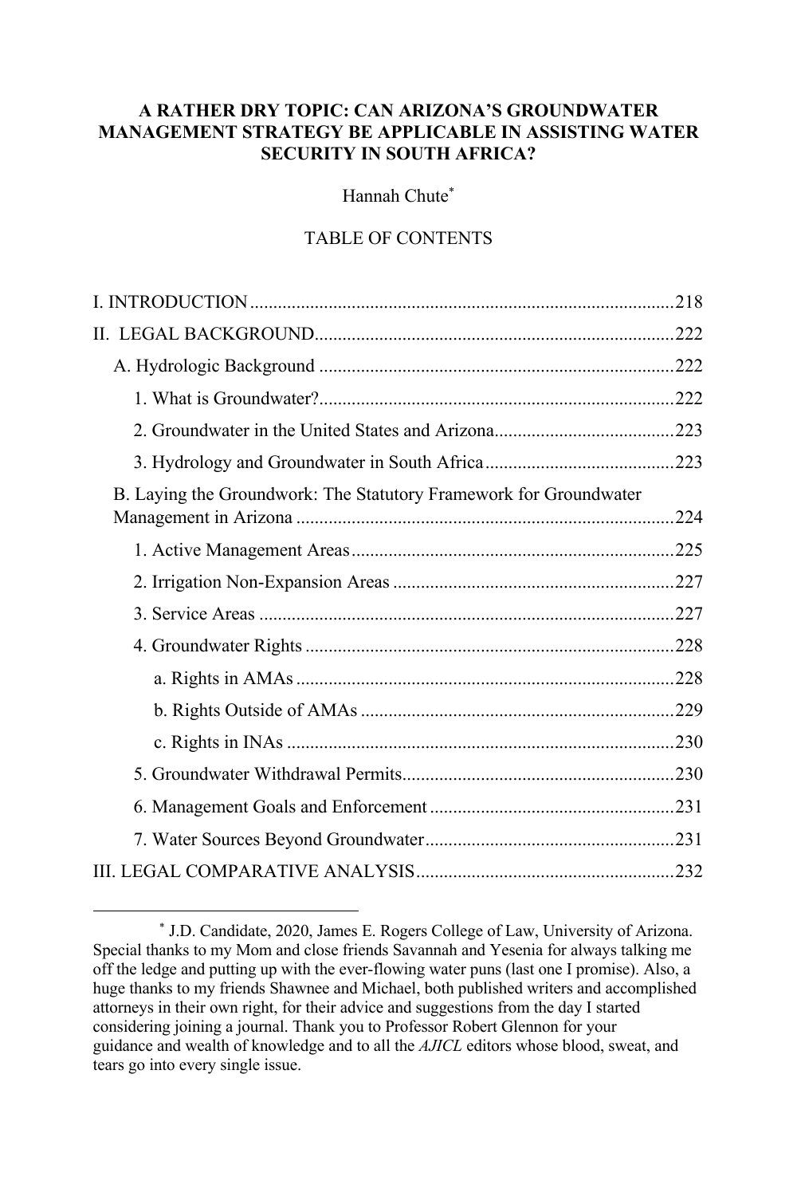# A RATHER DRY TOPIC: CAN ARIZONA'S GROUNDWATER MANAGEMENT STRATEGY BE APPLICABLE IN ASSISTING WATER SECURITY IN SOUTH AFRICA?

Hannah Chute*

TABLE OF CONTENTS

I. INTRODUCTION .......... 218

II. LEGAL BACKGROUND .......... 222

- A. Hydrologic Background .......... 222
  - 1. What is Groundwater? .......... 222
  - 2. Groundwater in the United States and Arizona .......... 223
  - 3. Hydrology and Groundwater in South Africa .......... 223
- B. Laying the Groundwork: The Statutory Framework for Groundwater Management in Arizona .......... 224
  - 1. Active Management Areas .......... 225
  - 2. Irrigation Non-Expansion Areas .......... 227
  - 3. Service Areas .......... 227
  - 4. Groundwater Rights .......... 228
    - a. Rights in AMAs .......... 228
    - b. Rights Outside of AMAs .......... 229
    - c. Rights in INAs .......... 230
  - 5. Groundwater Withdrawal Permits .......... 230
  - 6. Management Goals and Enforcement .......... 231
  - 7. Water Sources Beyond Groundwater .......... 231

III. LEGAL COMPARATIVE ANALYSIS .......... 232

---

\* J.D. Candidate, 2020, James E. Rogers College of Law, University of Arizona. Special thanks to my Mom and close friends Savannah and Yesenia for always talking me off the ledge and putting up with the ever-flowing water puns (last one I promise). Also, a huge thanks to my friends Shawnee and Michael, both published writers and accomplished attorneys in their own right, for their advice and suggestions from the day I started considering joining a journal. Thank you to Professor Robert Glennon for your guidance and wealth of knowledge and to all the *AJICL* editors whose blood, sweat, and tears go into every single issue.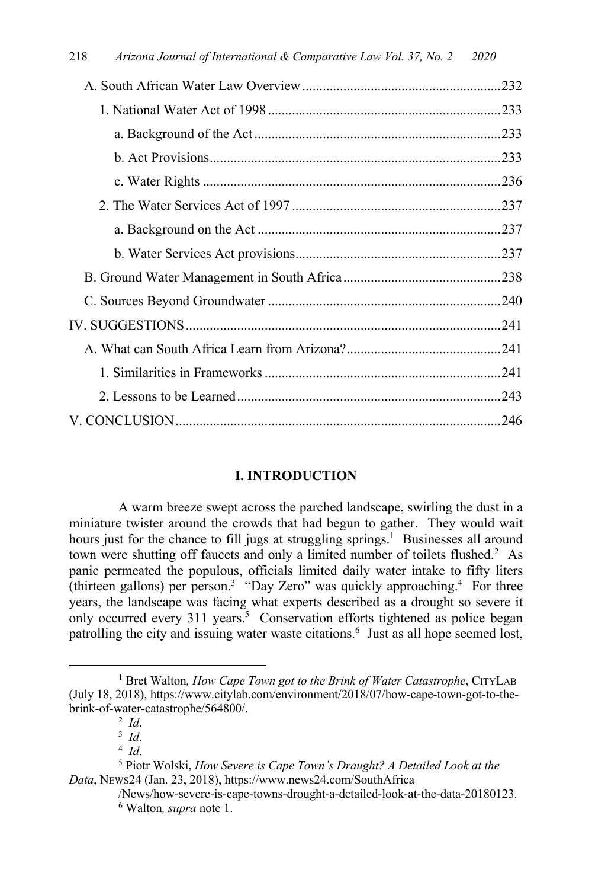A. South African Water Law Overview .......................................................... 232

1. National Water Act of 1998 .................................................................... 233

a. Background of the Act ........................................................................ 233

b. Act Provisions ..................................................................................... 233

c. Water Rights ....................................................................................... 236

2. The Water Services Act of 1997 ............................................................. 237

a. Background on the Act ....................................................................... 237

b. Water Services Act provisions ............................................................ 237

B. Ground Water Management in South Africa .............................................. 238

C. Sources Beyond Groundwater .................................................................... 240

IV. SUGGESTIONS ............................................................................................ 241

A. What can South Africa Learn from Arizona? ............................................. 241

1. Similarities in Frameworks ..................................................................... 241

2. Lessons to be Learned ............................................................................. 243

V. CONCLUSION .............................................................................................. 246

## I. INTRODUCTION

A warm breeze swept across the parched landscape, swirling the dust in a miniature twister around the crowds that had begun to gather. They would wait hours just for the chance to fill jugs at struggling springs.[1] Businesses all around town were shutting off faucets and only a limited number of toilets flushed.[2] As panic permeated the populous, officials limited daily water intake to fifty liters (thirteen gallons) per person.[3] "Day Zero" was quickly approaching.[4] For three years, the landscape was facing what experts described as a drought so severe it only occurred every 311 years.[5] Conservation efforts tightened as police began patrolling the city and issuing water waste citations.[6] Just as all hope seemed lost,

---

[1] Bret Walton*, How Cape Town got to the Brink of Water Catastrophe*, CITYLAB (July 18, 2018), https://www.citylab.com/environment/2018/07/how-cape-town-got-to-the-brink-of-water-catastrophe/564800/.

[2] *Id*.

[3] *Id*.

[4] *Id*.

[5] Piotr Wolski, *How Severe is Cape Town's Draught? A Detailed Look at the Data*, NEWS24 (Jan. 23, 2018), https://www.news24.com/SouthAfrica/News/how-severe-is-cape-towns-drought-a-detailed-look-at-the-data-20180123.

[6] Walton*, supra* note 1.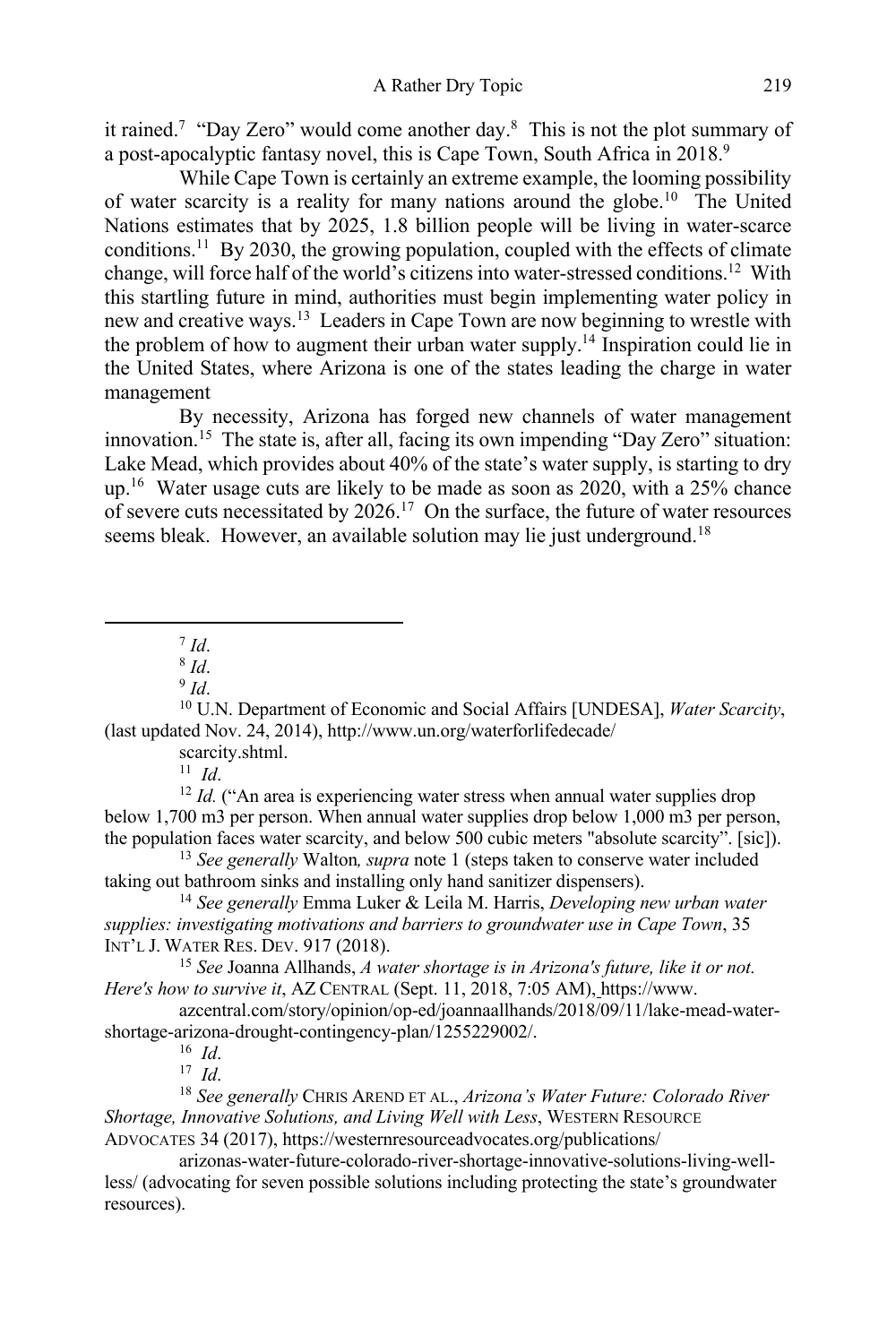it rained.[7] "Day Zero" would come another day.[8] This is not the plot summary of a post-apocalyptic fantasy novel, this is Cape Town, South Africa in 2018.[9]

While Cape Town is certainly an extreme example, the looming possibility of water scarcity is a reality for many nations around the globe.[10] The United Nations estimates that by 2025, 1.8 billion people will be living in water-scarce conditions.[11] By 2030, the growing population, coupled with the effects of climate change, will force half of the world's citizens into water-stressed conditions.[12] With this startling future in mind, authorities must begin implementing water policy in new and creative ways.[13] Leaders in Cape Town are now beginning to wrestle with the problem of how to augment their urban water supply.[14] Inspiration could lie in the United States, where Arizona is one of the states leading the charge in water management

By necessity, Arizona has forged new channels of water management innovation.[15] The state is, after all, facing its own impending "Day Zero" situation: Lake Mead, which provides about 40% of the state's water supply, is starting to dry up.[16] Water usage cuts are likely to be made as soon as 2020, with a 25% chance of severe cuts necessitated by 2026.[17] On the surface, the future of water resources seems bleak. However, an available solution may lie just underground.[18]

---

[7] *Id*.

[8] *Id*.

[9] *Id*.

[10] U.N. Department of Economic and Social Affairs [UNDESA], *Water Scarcity*, (last updated Nov. 24, 2014), http://www.un.org/waterforlifedecade/scarcity.shtml.

[11] *Id*.

[12] *Id.* ("An area is experiencing water stress when annual water supplies drop below 1,700 m3 per person. When annual water supplies drop below 1,000 m3 per person, the population faces water scarcity, and below 500 cubic meters "absolute scarcity". [sic]).

[13] *See generally* Walton*, supra* note 1 (steps taken to conserve water included taking out bathroom sinks and installing only hand sanitizer dispensers).

[14] *See generally* Emma Luker & Leila M. Harris, *Developing new urban water supplies: investigating motivations and barriers to groundwater use in Cape Town*, 35 INT'L J. WATER RES. DEV. 917 (2018).

[15] *See* Joanna Allhands, *A water shortage is in Arizona's future, like it or not. Here's how to survive it*, AZ CENTRAL (Sept. 11, 2018, 7:05 AM), https://www.azcentral.com/story/opinion/op-ed/joannaallhands/2018/09/11/lake-mead-water-shortage-arizona-drought-contingency-plan/1255229002/.

[16] *Id*.

[17] *Id*.

[18] *See generally* CHRIS AREND ET AL., *Arizona's Water Future: Colorado River Shortage, Innovative Solutions, and Living Well with Less*, WESTERN RESOURCE ADVOCATES 34 (2017), https://westernresourceadvocates.org/publications/arizonas-water-future-colorado-river-shortage-innovative-solutions-living-well-less/ (advocating for seven possible solutions including protecting the state's groundwater resources).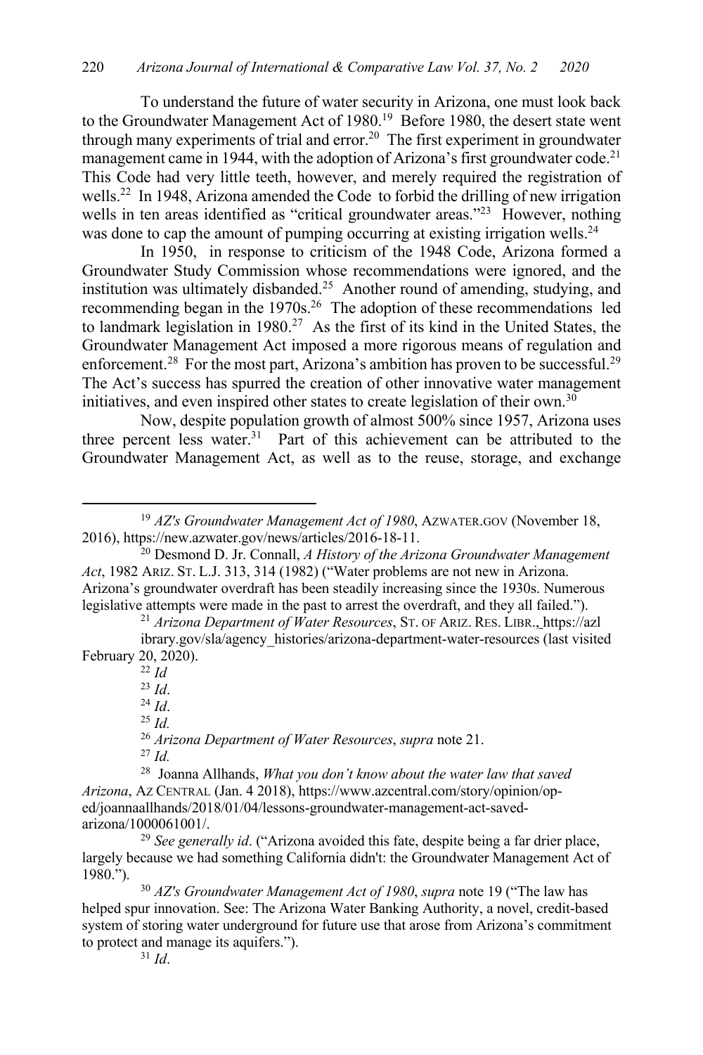To understand the future of water security in Arizona, one must look back to the Groundwater Management Act of 1980.[19] Before 1980, the desert state went through many experiments of trial and error.[20] The first experiment in groundwater management came in 1944, with the adoption of Arizona's first groundwater code.[21] This Code had very little teeth, however, and merely required the registration of wells.[22] In 1948, Arizona amended the Code to forbid the drilling of new irrigation wells in ten areas identified as "critical groundwater areas."[23] However, nothing was done to cap the amount of pumping occurring at existing irrigation wells.[24]

In 1950, in response to criticism of the 1948 Code, Arizona formed a Groundwater Study Commission whose recommendations were ignored, and the institution was ultimately disbanded.[25] Another round of amending, studying, and recommending began in the 1970s.[26] The adoption of these recommendations led to landmark legislation in 1980.[27] As the first of its kind in the United States, the Groundwater Management Act imposed a more rigorous means of regulation and enforcement.[28] For the most part, Arizona's ambition has proven to be successful.[29] The Act's success has spurred the creation of other innovative water management initiatives, and even inspired other states to create legislation of their own.[30]

Now, despite population growth of almost 500% since 1957, Arizona uses three percent less water.[31] Part of this achievement can be attributed to the Groundwater Management Act, as well as to the reuse, storage, and exchange

---

[19] *AZ's Groundwater Management Act of 1980*, AZWATER.GOV (November 18, 2016), https://new.azwater.gov/news/articles/2016-18-11.

[20] Desmond D. Jr. Connall, *A History of the Arizona Groundwater Management Act*, 1982 ARIZ. ST. L.J. 313, 314 (1982) ("Water problems are not new in Arizona. Arizona's groundwater overdraft has been steadily increasing since the 1930s. Numerous legislative attempts were made in the past to arrest the overdraft, and they all failed.").

[21] *Arizona Department of Water Resources*, ST. OF ARIZ. RES. LIBR., https://azlibrary.gov/sla/agency_histories/arizona-department-water-resources (last visited February 20, 2020).

[22] *Id*

[23] *Id*.

[24] *Id*.

[25] *Id.*

[26] *Arizona Department of Water Resources*, *supra* note 21.

[27] *Id.*

[28] Joanna Allhands, *What you don't know about the water law that saved Arizona*, AZ CENTRAL (Jan. 4 2018), https://www.azcentral.com/story/opinion/op-ed/joannaallhands/2018/01/04/lessons-groundwater-management-act-saved-arizona/1000061001/.

[29] *See generally id*. ("Arizona avoided this fate, despite being a far drier place, largely because we had something California didn't: the Groundwater Management Act of 1980.").

[30] *AZ's Groundwater Management Act of 1980*, *supra* note 19 ("The law has helped spur innovation. See: The Arizona Water Banking Authority, a novel, credit-based system of storing water underground for future use that arose from Arizona's commitment to protect and manage its aquifers.").

[31] *Id*.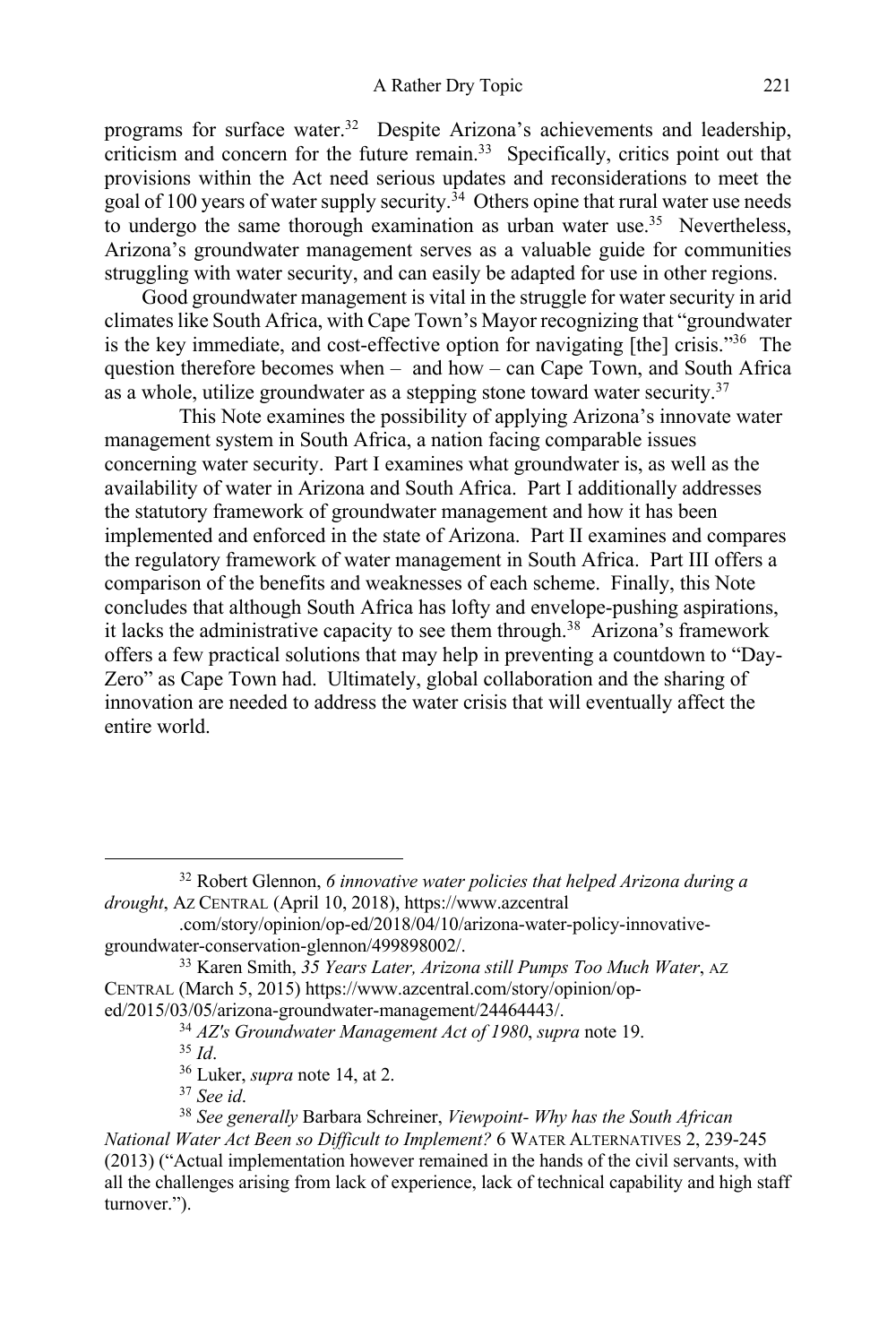programs for surface water.[32] Despite Arizona's achievements and leadership, criticism and concern for the future remain.[33] Specifically, critics point out that provisions within the Act need serious updates and reconsiderations to meet the goal of 100 years of water supply security.[34] Others opine that rural water use needs to undergo the same thorough examination as urban water use.[35] Nevertheless, Arizona's groundwater management serves as a valuable guide for communities struggling with water security, and can easily be adapted for use in other regions.

Good groundwater management is vital in the struggle for water security in arid climates like South Africa, with Cape Town's Mayor recognizing that "groundwater is the key immediate, and cost-effective option for navigating [the] crisis."[36] The question therefore becomes when – and how – can Cape Town, and South Africa as a whole, utilize groundwater as a stepping stone toward water security.[37]

This Note examines the possibility of applying Arizona's innovate water management system in South Africa, a nation facing comparable issues concerning water security. Part I examines what groundwater is, as well as the availability of water in Arizona and South Africa. Part I additionally addresses the statutory framework of groundwater management and how it has been implemented and enforced in the state of Arizona. Part II examines and compares the regulatory framework of water management in South Africa. Part III offers a comparison of the benefits and weaknesses of each scheme. Finally, this Note concludes that although South Africa has lofty and envelope-pushing aspirations, it lacks the administrative capacity to see them through.[38] Arizona's framework offers a few practical solutions that may help in preventing a countdown to "Day-Zero" as Cape Town had. Ultimately, global collaboration and the sharing of innovation are needed to address the water crisis that will eventually affect the entire world.

---

[32] Robert Glennon, *6 innovative water policies that helped Arizona during a drought*, AZ CENTRAL (April 10, 2018), https://www.azcentral.com/story/opinion/op-ed/2018/04/10/arizona-water-policy-innovative-groundwater-conservation-glennon/499898002/.

[33] Karen Smith, *35 Years Later, Arizona still Pumps Too Much Water*, AZ CENTRAL (March 5, 2015) https://www.azcentral.com/story/opinion/op-ed/2015/03/05/arizona-groundwater-management/24464443/.

[34] *AZ's Groundwater Management Act of 1980*, *supra* note 19.

[35] *Id*.

[36] Luker, *supra* note 14, at 2.

[37] *See id*.

[38] *See generally* Barbara Schreiner, *Viewpoint- Why has the South African National Water Act Been so Difficult to Implement?* 6 WATER ALTERNATIVES 2, 239-245 (2013) ("Actual implementation however remained in the hands of the civil servants, with all the challenges arising from lack of experience, lack of technical capability and high staff turnover.").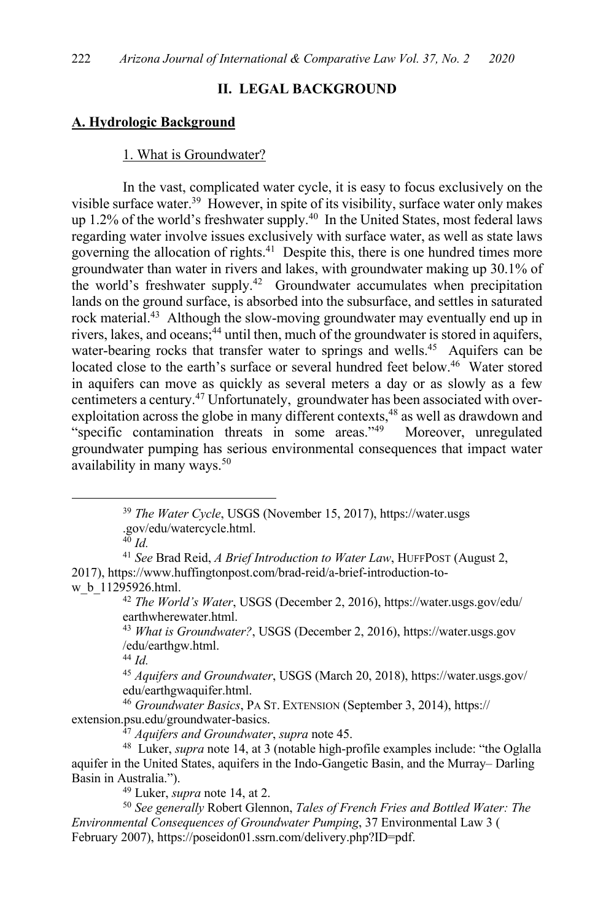## II. LEGAL BACKGROUND

### A. Hydrologic Background

#### 1. What is Groundwater?

In the vast, complicated water cycle, it is easy to focus exclusively on the visible surface water.[39] However, in spite of its visibility, surface water only makes up 1.2% of the world's freshwater supply.[40] In the United States, most federal laws regarding water involve issues exclusively with surface water, as well as state laws governing the allocation of rights.[41] Despite this, there is one hundred times more groundwater than water in rivers and lakes, with groundwater making up 30.1% of the world's freshwater supply.[42] Groundwater accumulates when precipitation lands on the ground surface, is absorbed into the subsurface, and settles in saturated rock material.[43] Although the slow-moving groundwater may eventually end up in rivers, lakes, and oceans;[44] until then, much of the groundwater is stored in aquifers, water-bearing rocks that transfer water to springs and wells.[45] Aquifers can be located close to the earth's surface or several hundred feet below.[46] Water stored in aquifers can move as quickly as several meters a day or as slowly as a few centimeters a century.[47] Unfortunately, groundwater has been associated with over-exploitation across the globe in many different contexts,[48] as well as drawdown and "specific contamination threats in some areas."[49] Moreover, unregulated groundwater pumping has serious environmental consequences that impact water availability in many ways.[50]

---

[39] *The Water Cycle*, USGS (November 15, 2017), https://water.usgs.gov/edu/watercycle.html.

[40] *Id.*

[41] *See* Brad Reid, *A Brief Introduction to Water Law*, HUFFPOST (August 2, 2017), https://www.huffingtonpost.com/brad-reid/a-brief-introduction-to-w_b_11295926.html.

[42] *The World's Water*, USGS (December 2, 2016), https://water.usgs.gov/edu/earthwherewater.html.

[43] *What is Groundwater?*, USGS (December 2, 2016), https://water.usgs.gov/edu/earthgw.html.

[44] *Id.*

[45] *Aquifers and Groundwater*, USGS (March 20, 2018), https://water.usgs.gov/edu/earthgwaquifer.html.

[46] *Groundwater Basics*, PA ST. EXTENSION (September 3, 2014), https://extension.psu.edu/groundwater-basics.

[47] *Aquifers and Groundwater*, *supra* note 45.

[48] Luker, *supra* note 14, at 3 (notable high-profile examples include: "the Oglalla aquifer in the United States, aquifers in the Indo-Gangetic Basin, and the Murray– Darling Basin in Australia.").

[49] Luker, *supra* note 14, at 2.

[50] *See generally* Robert Glennon, *Tales of French Fries and Bottled Water: The Environmental Consequences of Groundwater Pumping*, 37 Environmental Law 3 ( February 2007), https://poseidon01.ssrn.com/delivery.php?ID=pdf.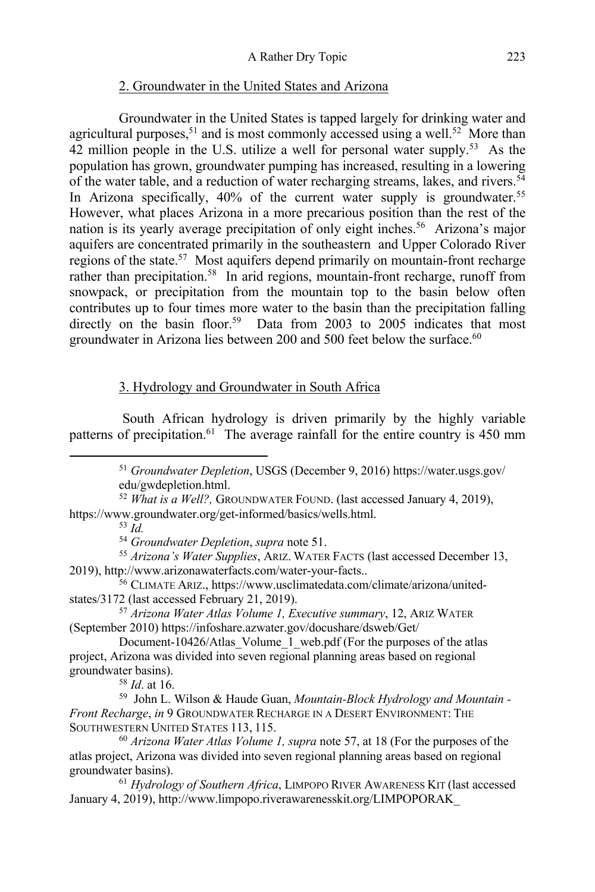### 2. Groundwater in the United States and Arizona

Groundwater in the United States is tapped largely for drinking water and agricultural purposes,[51] and is most commonly accessed using a well.[52] More than 42 million people in the U.S. utilize a well for personal water supply.[53] As the population has grown, groundwater pumping has increased, resulting in a lowering of the water table, and a reduction of water recharging streams, lakes, and rivers.[54] In Arizona specifically, 40% of the current water supply is groundwater.[55] However, what places Arizona in a more precarious position than the rest of the nation is its yearly average precipitation of only eight inches.[56] Arizona's major aquifers are concentrated primarily in the southeastern and Upper Colorado River regions of the state.[57] Most aquifers depend primarily on mountain-front recharge rather than precipitation.[58] In arid regions, mountain-front recharge, runoff from snowpack, or precipitation from the mountain top to the basin below often contributes up to four times more water to the basin than the precipitation falling directly on the basin floor.[59] Data from 2003 to 2005 indicates that most groundwater in Arizona lies between 200 and 500 feet below the surface.[60]

### 3. Hydrology and Groundwater in South Africa

South African hydrology is driven primarily by the highly variable patterns of precipitation.[61] The average rainfall for the entire country is 450 mm

---

[51] *Groundwater Depletion*, USGS (December 9, 2016) https://water.usgs.gov/edu/gwdepletion.html.

[52] *What is a Well?,* GROUNDWATER FOUND. (last accessed January 4, 2019), https://www.groundwater.org/get-informed/basics/wells.html.

[53] *Id.*

[54] *Groundwater Depletion*, *supra* note 51.

[55] *Arizona's Water Supplies*, ARIZ. WATER FACTS (last accessed December 13, 2019), http://www.arizonawaterfacts.com/water-your-facts..

[56] CLIMATE ARIZ., https://www.usclimatedata.com/climate/arizona/united-states/3172 (last accessed February 21, 2019).

[57] *Arizona Water Atlas Volume 1, Executive summary*, 12, ARIZ WATER (September 2010) https://infoshare.azwater.gov/docushare/dsweb/Get/Document-10426/Atlas_Volume_1_web.pdf (For the purposes of the atlas project, Arizona was divided into seven regional planning areas based on regional groundwater basins).

[58] *Id*. at 16.

[59] John L. Wilson & Haude Guan, *Mountain-Block Hydrology and Mountain-Front Recharge*, *in* 9 GROUNDWATER RECHARGE IN A DESERT ENVIRONMENT: THE SOUTHWESTERN UNITED STATES 113, 115.

[60] *Arizona Water Atlas Volume 1, supra* note 57, at 18 (For the purposes of the atlas project, Arizona was divided into seven regional planning areas based on regional groundwater basins).

[61] *Hydrology of Southern Africa*, LIMPOPO RIVER AWARENESS KIT (last accessed January 4, 2019), http://www.limpopo.riverawarenesskit.org/LIMPOPORAK_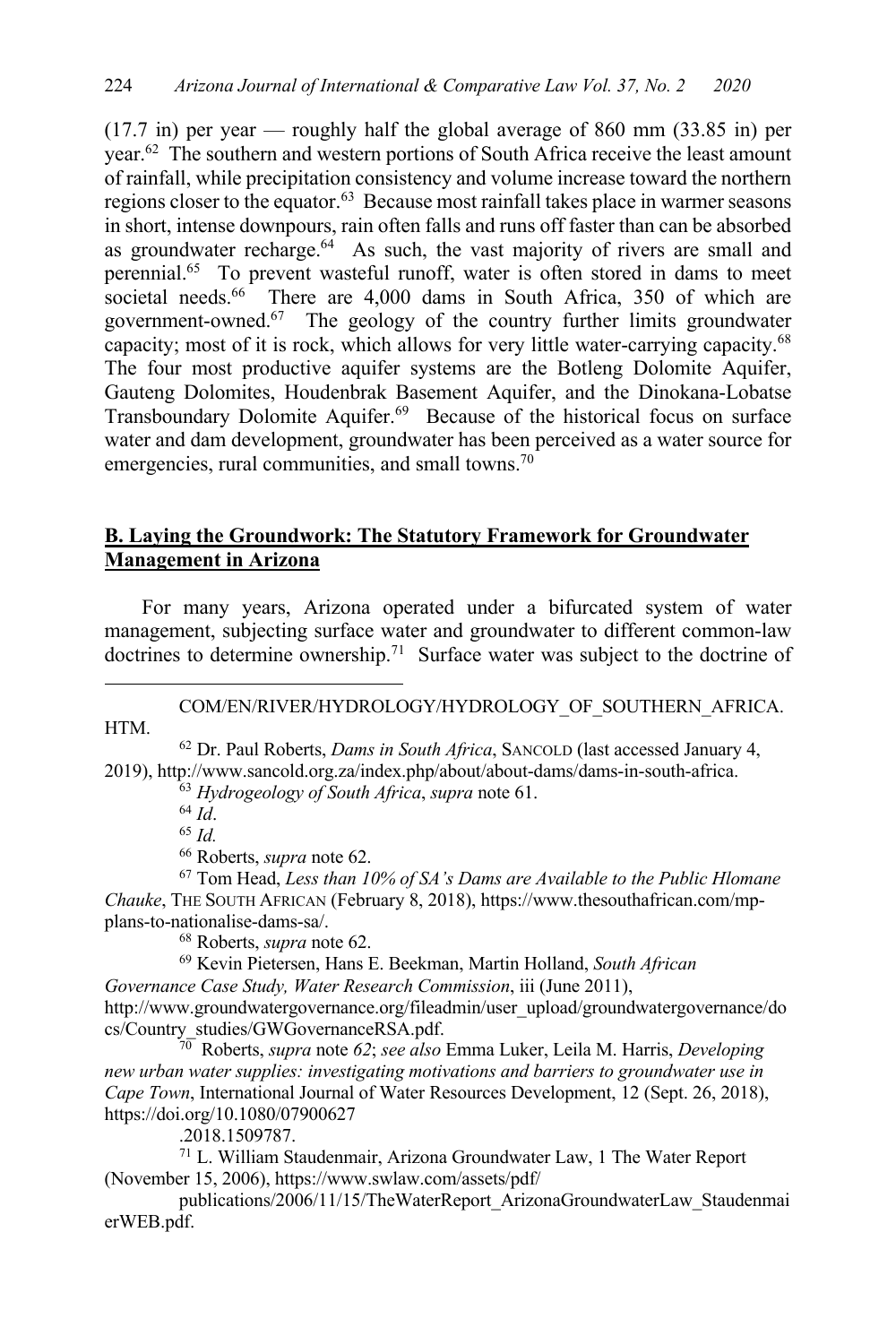(17.7 in) per year — roughly half the global average of 860 mm (33.85 in) per year.[62] The southern and western portions of South Africa receive the least amount of rainfall, while precipitation consistency and volume increase toward the northern regions closer to the equator.[63] Because most rainfall takes place in warmer seasons in short, intense downpours, rain often falls and runs off faster than can be absorbed as groundwater recharge.[64] As such, the vast majority of rivers are small and perennial.[65] To prevent wasteful runoff, water is often stored in dams to meet societal needs.[66] There are 4,000 dams in South Africa, 350 of which are government-owned.[67] The geology of the country further limits groundwater capacity; most of it is rock, which allows for very little water-carrying capacity.[68] The four most productive aquifer systems are the Botleng Dolomite Aquifer, Gauteng Dolomites, Houdenbrak Basement Aquifer, and the Dinokana-Lobatse Transboundary Dolomite Aquifer.[69] Because of the historical focus on surface water and dam development, groundwater has been perceived as a water source for emergencies, rural communities, and small towns.[70]

## **B. Laying the Groundwork: The Statutory Framework for Groundwater Management in Arizona**

For many years, Arizona operated under a bifurcated system of water management, subjecting surface water and groundwater to different common-law doctrines to determine ownership.[71] Surface water was subject to the doctrine of

---

COM/EN/RIVER/HYDROLOGY/HYDROLOGY_OF_SOUTHERN_AFRICA.HTM.

[62] Dr. Paul Roberts, *Dams in South Africa*, SANCOLD (last accessed January 4, 2019), http://www.sancold.org.za/index.php/about/about-dams/dams-in-south-africa.

[63] *Hydrogeology of South Africa*, *supra* note 61.

[64] *Id*.

[65] *Id.*

[66] Roberts, *supra* note 62.

[67] Tom Head, *Less than 10% of SA's Dams are Available to the Public Hlomane Chauke*, THE SOUTH AFRICAN (February 8, 2018), https://www.thesouthafrican.com/mp-plans-to-nationalise-dams-sa/.

[68] Roberts, *supra* note 62.

[69] Kevin Pietersen, Hans E. Beekman, Martin Holland, *South African Governance Case Study, Water Research Commission*, iii (June 2011), http://www.groundwatergovernance.org/fileadmin/user_upload/groundwatergovernance/docs/Country_studies/GWGovernanceRSA.pdf.

[70] Roberts, *supra* note *62*; *see also* Emma Luker, Leila M. Harris, *Developing new urban water supplies: investigating motivations and barriers to groundwater use in Cape Town*, International Journal of Water Resources Development, 12 (Sept. 26, 2018), https://doi.org/10.1080/07900627.2018.1509787.

[71] L. William Staudenmair, Arizona Groundwater Law, 1 The Water Report (November 15, 2006), https://www.swlaw.com/assets/pdf/publications/2006/11/15/TheWaterReport_ArizonaGroundwaterLaw_StaudenmaierWEB.pdf.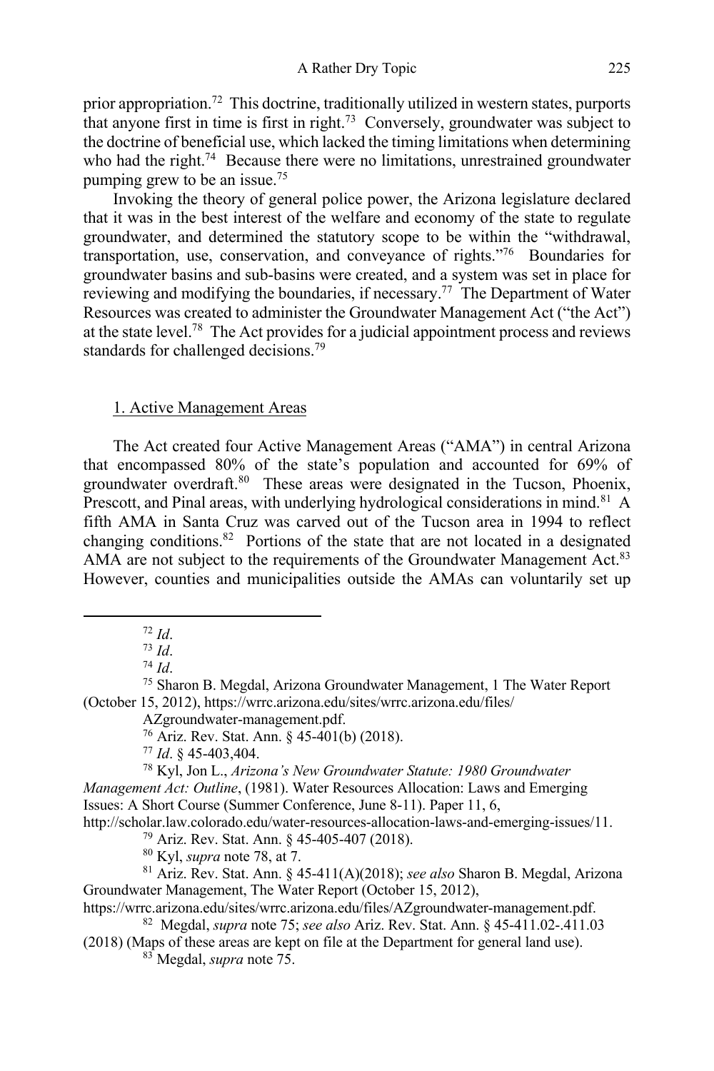prior appropriation.[72] This doctrine, traditionally utilized in western states, purports that anyone first in time is first in right.[73] Conversely, groundwater was subject to the doctrine of beneficial use, which lacked the timing limitations when determining who had the right.[74] Because there were no limitations, unrestrained groundwater pumping grew to be an issue.[75]

Invoking the theory of general police power, the Arizona legislature declared that it was in the best interest of the welfare and economy of the state to regulate groundwater, and determined the statutory scope to be within the "withdrawal, transportation, use, conservation, and conveyance of rights."[76] Boundaries for groundwater basins and sub-basins were created, and a system was set in place for reviewing and modifying the boundaries, if necessary.[77] The Department of Water Resources was created to administer the Groundwater Management Act ("the Act") at the state level.[78] The Act provides for a judicial appointment process and reviews standards for challenged decisions.[79]

1. Active Management Areas

The Act created four Active Management Areas ("AMA") in central Arizona that encompassed 80% of the state's population and accounted for 69% of groundwater overdraft.[80] These areas were designated in the Tucson, Phoenix, Prescott, and Pinal areas, with underlying hydrological considerations in mind.[81] A fifth AMA in Santa Cruz was carved out of the Tucson area in 1994 to reflect changing conditions.[82] Portions of the state that are not located in a designated AMA are not subject to the requirements of the Groundwater Management Act.[83] However, counties and municipalities outside the AMAs can voluntarily set up

---

[72] *Id*.

[73] *Id*.

[74] *Id*.

[75] Sharon B. Megdal, Arizona Groundwater Management, 1 The Water Report (October 15, 2012), https://wrrc.arizona.edu/sites/wrrc.arizona.edu/files/AZgroundwater-management.pdf.

[76] Ariz. Rev. Stat. Ann. § 45-401(b) (2018).

[77] *Id*. § 45-403,404.

[78] Kyl, Jon L., *Arizona's New Groundwater Statute: 1980 Groundwater Management Act: Outline*, (1981). Water Resources Allocation: Laws and Emerging Issues: A Short Course (Summer Conference, June 8-11). Paper 11, 6, http://scholar.law.colorado.edu/water-resources-allocation-laws-and-emerging-issues/11.

[79] Ariz. Rev. Stat. Ann. § 45-405-407 (2018).

[80] Kyl, *supra* note 78, at 7.

[81] Ariz. Rev. Stat. Ann. § 45-411(A)(2018); *see also* Sharon B. Megdal, Arizona Groundwater Management, The Water Report (October 15, 2012), https://wrrc.arizona.edu/sites/wrrc.arizona.edu/files/AZgroundwater-management.pdf.

[82] Megdal, *supra* note 75; *see also* Ariz. Rev. Stat. Ann. § 45-411.02-.411.03 (2018) (Maps of these areas are kept on file at the Department for general land use).

[83] Megdal, *supra* note 75.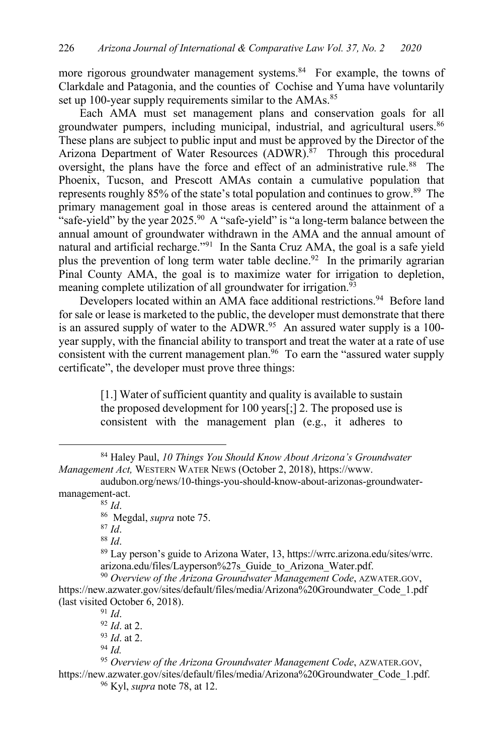more rigorous groundwater management systems.[84] For example, the towns of Clarkdale and Patagonia, and the counties of Cochise and Yuma have voluntarily set up 100-year supply requirements similar to the AMAs.[85]

Each AMA must set management plans and conservation goals for all groundwater pumpers, including municipal, industrial, and agricultural users.[86] These plans are subject to public input and must be approved by the Director of the Arizona Department of Water Resources (ADWR).[87] Through this procedural oversight, the plans have the force and effect of an administrative rule.[88] The Phoenix, Tucson, and Prescott AMAs contain a cumulative population that represents roughly 85% of the state's total population and continues to grow.[89] The primary management goal in those areas is centered around the attainment of a "safe-yield" by the year 2025.[90] A "safe-yield" is "a long-term balance between the annual amount of groundwater withdrawn in the AMA and the annual amount of natural and artificial recharge."[91] In the Santa Cruz AMA, the goal is a safe yield plus the prevention of long term water table decline.[92] In the primarily agrarian Pinal County AMA, the goal is to maximize water for irrigation to depletion, meaning complete utilization of all groundwater for irrigation.[93]

Developers located within an AMA face additional restrictions.[94] Before land for sale or lease is marketed to the public, the developer must demonstrate that there is an assured supply of water to the ADWR.[95] An assured water supply is a 100-year supply, with the financial ability to transport and treat the water at a rate of use consistent with the current management plan.[96] To earn the "assured water supply certificate", the developer must prove three things:

> [1.] Water of sufficient quantity and quality is available to sustain the proposed development for 100 years[;] 2. The proposed use is consistent with the management plan (e.g., it adheres to

---

[84] Haley Paul, *10 Things You Should Know About Arizona's Groundwater Management Act,* WESTERN WATER NEWS (October 2, 2018), https://www.audubon.org/news/10-things-you-should-know-about-arizonas-groundwater-management-act.

[85] *Id*.

[86] Megdal, *supra* note 75.

[87] *Id*.

[88] *Id*.

[89] Lay person's guide to Arizona Water, 13, https://wrrc.arizona.edu/sites/wrrc.arizona.edu/files/Layperson%27s_Guide_to_Arizona_Water.pdf.

[90] *Overview of the Arizona Groundwater Management Code*, AZWATER.GOV, https://new.azwater.gov/sites/default/files/media/Arizona%20Groundwater_Code_1.pdf (last visited October 6, 2018).

[91] *Id*.

[92] *Id*. at 2.

[93] *Id*. at 2.

[94] *Id.*

[95] *Overview of the Arizona Groundwater Management Code*, AZWATER.GOV, https://new.azwater.gov/sites/default/files/media/Arizona%20Groundwater_Code_1.pdf.

[96] Kyl, *supra* note 78, at 12.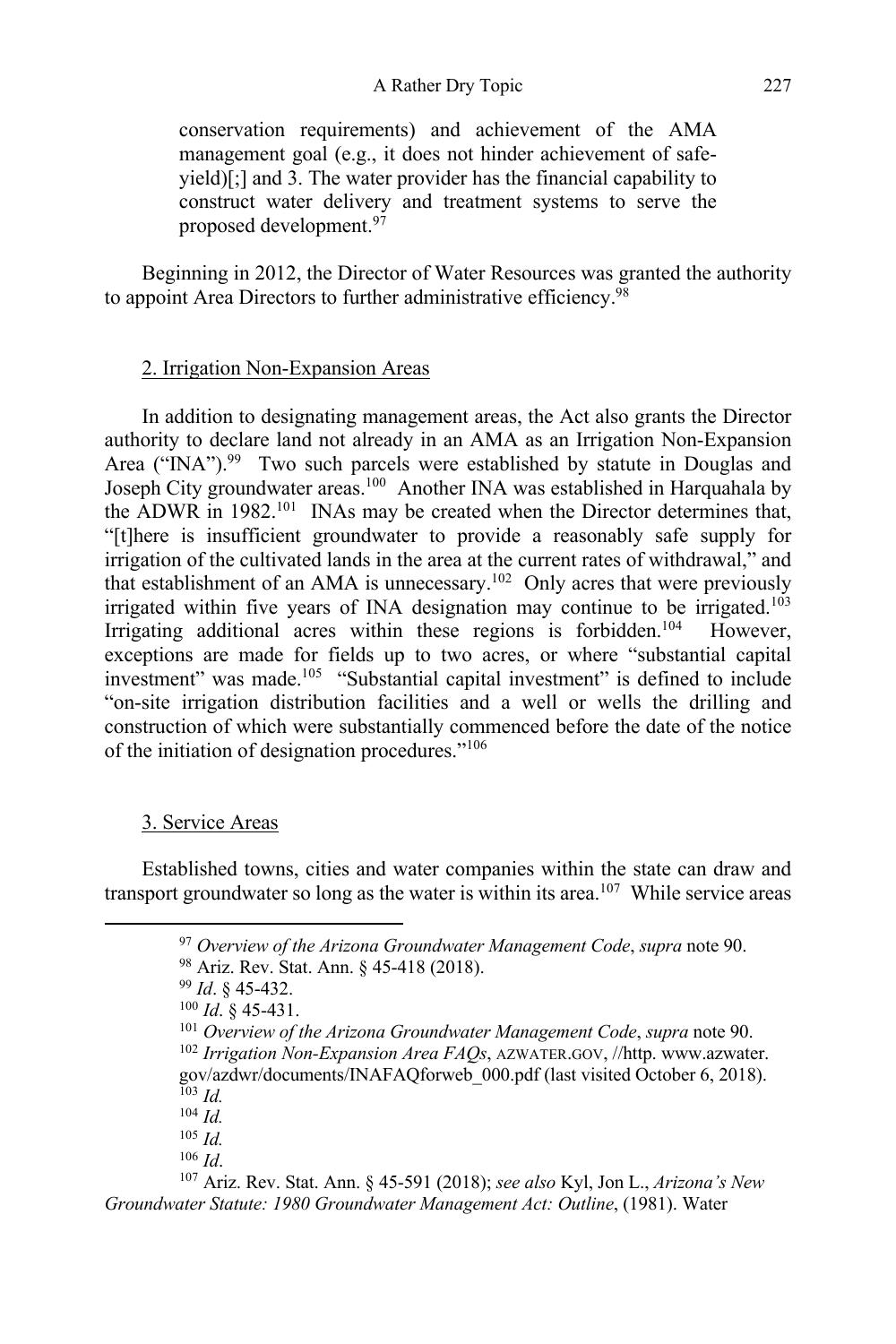conservation requirements) and achievement of the AMA management goal (e.g., it does not hinder achievement of safe-yield)[;] and 3. The water provider has the financial capability to construct water delivery and treatment systems to serve the proposed development.[97]

Beginning in 2012, the Director of Water Resources was granted the authority to appoint Area Directors to further administrative efficiency.[98]

### 2. Irrigation Non-Expansion Areas

In addition to designating management areas, the Act also grants the Director authority to declare land not already in an AMA as an Irrigation Non-Expansion Area ("INA").[99] Two such parcels were established by statute in Douglas and Joseph City groundwater areas.[100] Another INA was established in Harquahala by the ADWR in 1982.[101] INAs may be created when the Director determines that, "[t]here is insufficient groundwater to provide a reasonably safe supply for irrigation of the cultivated lands in the area at the current rates of withdrawal," and that establishment of an AMA is unnecessary.[102] Only acres that were previously irrigated within five years of INA designation may continue to be irrigated.[103] Irrigating additional acres within these regions is forbidden.[104] However, exceptions are made for fields up to two acres, or where "substantial capital investment" was made.[105] "Substantial capital investment" is defined to include "on-site irrigation distribution facilities and a well or wells the drilling and construction of which were substantially commenced before the date of the notice of the initiation of designation procedures."[106]

### 3. Service Areas

Established towns, cities and water companies within the state can draw and transport groundwater so long as the water is within its area.[107] While service areas

---

[97] *Overview of the Arizona Groundwater Management Code*, *supra* note 90.

[98] Ariz. Rev. Stat. Ann. § 45-418 (2018).

[99] *Id*. § 45-432.

[100] *Id*. § 45-431.

[101] *Overview of the Arizona Groundwater Management Code*, *supra* note 90.

[102] *Irrigation Non-Expansion Area FAQs*, AZWATER.GOV, //http. www.azwater.gov/azdwr/documents/INAFAQforweb_000.pdf (last visited October 6, 2018).

[103] *Id.*

[104] *Id.*

[105] *Id.*

[106] *Id*.

[107] Ariz. Rev. Stat. Ann. § 45-591 (2018); *see also* Kyl, Jon L., *Arizona's New Groundwater Statute: 1980 Groundwater Management Act: Outline*, (1981). Water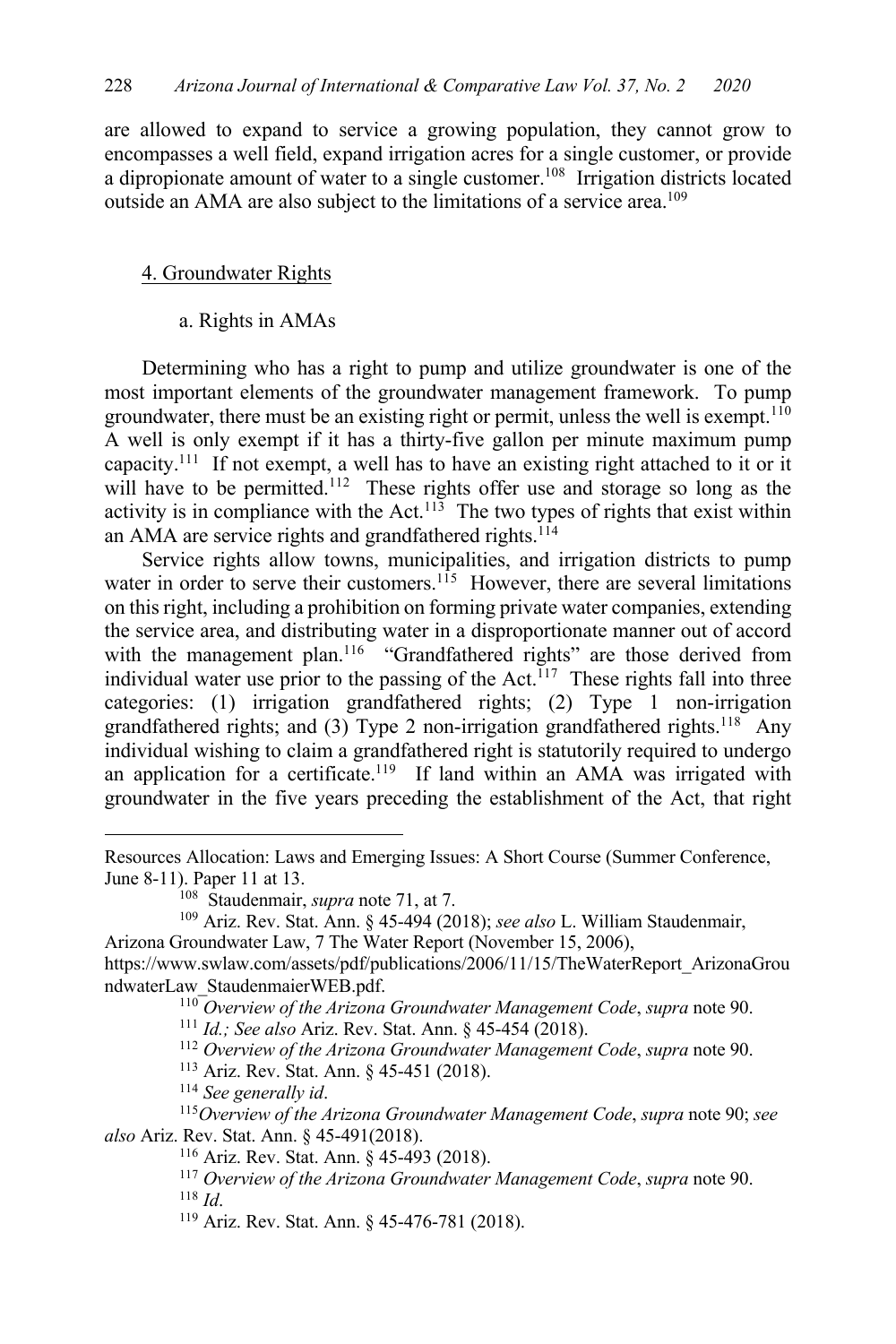are allowed to expand to service a growing population, they cannot grow to encompasses a well field, expand irrigation acres for a single customer, or provide a dipropionate amount of water to a single customer.[108] Irrigation districts located outside an AMA are also subject to the limitations of a service area.[109]

4. Groundwater Rights

a. Rights in AMAs

Determining who has a right to pump and utilize groundwater is one of the most important elements of the groundwater management framework. To pump groundwater, there must be an existing right or permit, unless the well is exempt.[110] A well is only exempt if it has a thirty-five gallon per minute maximum pump capacity.[111] If not exempt, a well has to have an existing right attached to it or it will have to be permitted.[112] These rights offer use and storage so long as the activity is in compliance with the Act.[113] The two types of rights that exist within an AMA are service rights and grandfathered rights.[114]

Service rights allow towns, municipalities, and irrigation districts to pump water in order to serve their customers.[115] However, there are several limitations on this right, including a prohibition on forming private water companies, extending the service area, and distributing water in a disproportionate manner out of accord with the management plan.[116] "Grandfathered rights" are those derived from individual water use prior to the passing of the Act.[117] These rights fall into three categories: (1) irrigation grandfathered rights; (2) Type 1 non-irrigation grandfathered rights; and (3) Type 2 non-irrigation grandfathered rights.[118] Any individual wishing to claim a grandfathered right is statutorily required to undergo an application for a certificate.[119] If land within an AMA was irrigated with groundwater in the five years preceding the establishment of the Act, that right

---

Resources Allocation: Laws and Emerging Issues: A Short Course (Summer Conference, June 8-11). Paper 11 at 13.

[108] Staudenmair, *supra* note 71, at 7.

[109] Ariz. Rev. Stat. Ann. § 45-494 (2018); *see also* L. William Staudenmair, Arizona Groundwater Law, 7 The Water Report (November 15, 2006), https://www.swlaw.com/assets/pdf/publications/2006/11/15/TheWaterReport_ArizonaGroundwaterLaw_StaudenmaierWEB.pdf.

[110] *Overview of the Arizona Groundwater Management Code*, *supra* note 90.

[111] *Id.; See also* Ariz. Rev. Stat. Ann. § 45-454 (2018).

[112] *Overview of the Arizona Groundwater Management Code*, *supra* note 90.

[113] Ariz. Rev. Stat. Ann. § 45-451 (2018).

[114] *See generally id*.

[115] *Overview of the Arizona Groundwater Management Code*, *supra* note 90; *see also* Ariz. Rev. Stat. Ann. § 45-491(2018).

[116] Ariz. Rev. Stat. Ann. § 45-493 (2018).

[117] *Overview of the Arizona Groundwater Management Code*, *supra* note 90.

[118] *Id*.

[119] Ariz. Rev. Stat. Ann. § 45-476-781 (2018).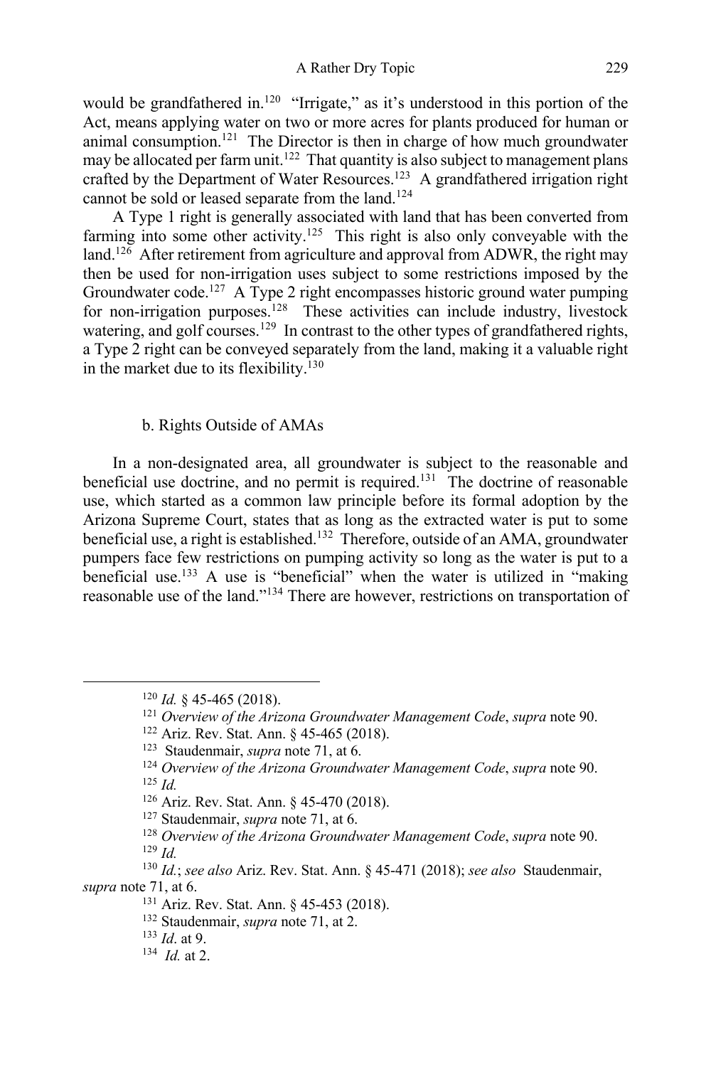would be grandfathered in.[120] "Irrigate," as it's understood in this portion of the Act, means applying water on two or more acres for plants produced for human or animal consumption.[121] The Director is then in charge of how much groundwater may be allocated per farm unit.[122] That quantity is also subject to management plans crafted by the Department of Water Resources.[123] A grandfathered irrigation right cannot be sold or leased separate from the land.[124]

A Type 1 right is generally associated with land that has been converted from farming into some other activity.[125] This right is also only conveyable with the land.[126] After retirement from agriculture and approval from ADWR, the right may then be used for non-irrigation uses subject to some restrictions imposed by the Groundwater code.[127] A Type 2 right encompasses historic ground water pumping for non-irrigation purposes.[128] These activities can include industry, livestock watering, and golf courses.[129] In contrast to the other types of grandfathered rights, a Type 2 right can be conveyed separately from the land, making it a valuable right in the market due to its flexibility.[130]

### b. Rights Outside of AMAs

In a non-designated area, all groundwater is subject to the reasonable and beneficial use doctrine, and no permit is required.[131] The doctrine of reasonable use, which started as a common law principle before its formal adoption by the Arizona Supreme Court, states that as long as the extracted water is put to some beneficial use, a right is established.[132] Therefore, outside of an AMA, groundwater pumpers face few restrictions on pumping activity so long as the water is put to a beneficial use.[133] A use is "beneficial" when the water is utilized in "making reasonable use of the land."[134] There are however, restrictions on transportation of

---

[120] *Id.* § 45-465 (2018).

[121] *Overview of the Arizona Groundwater Management Code*, *supra* note 90.

[122] Ariz. Rev. Stat. Ann. § 45-465 (2018).

[123] Staudenmair, *supra* note 71, at 6.

[124] *Overview of the Arizona Groundwater Management Code*, *supra* note 90.

[125] *Id.*

[126] Ariz. Rev. Stat. Ann. § 45-470 (2018).

[127] Staudenmair, *supra* note 71, at 6.

[128] *Overview of the Arizona Groundwater Management Code*, *supra* note 90.

[129] *Id.*

[130] *Id.*; *see also* Ariz. Rev. Stat. Ann. § 45-471 (2018); *see also* Staudenmair, *supra* note 71, at 6.

[131] Ariz. Rev. Stat. Ann. § 45-453 (2018).

[132] Staudenmair, *supra* note 71, at 2.

[133] *Id*. at 9.

[134] *Id.* at 2.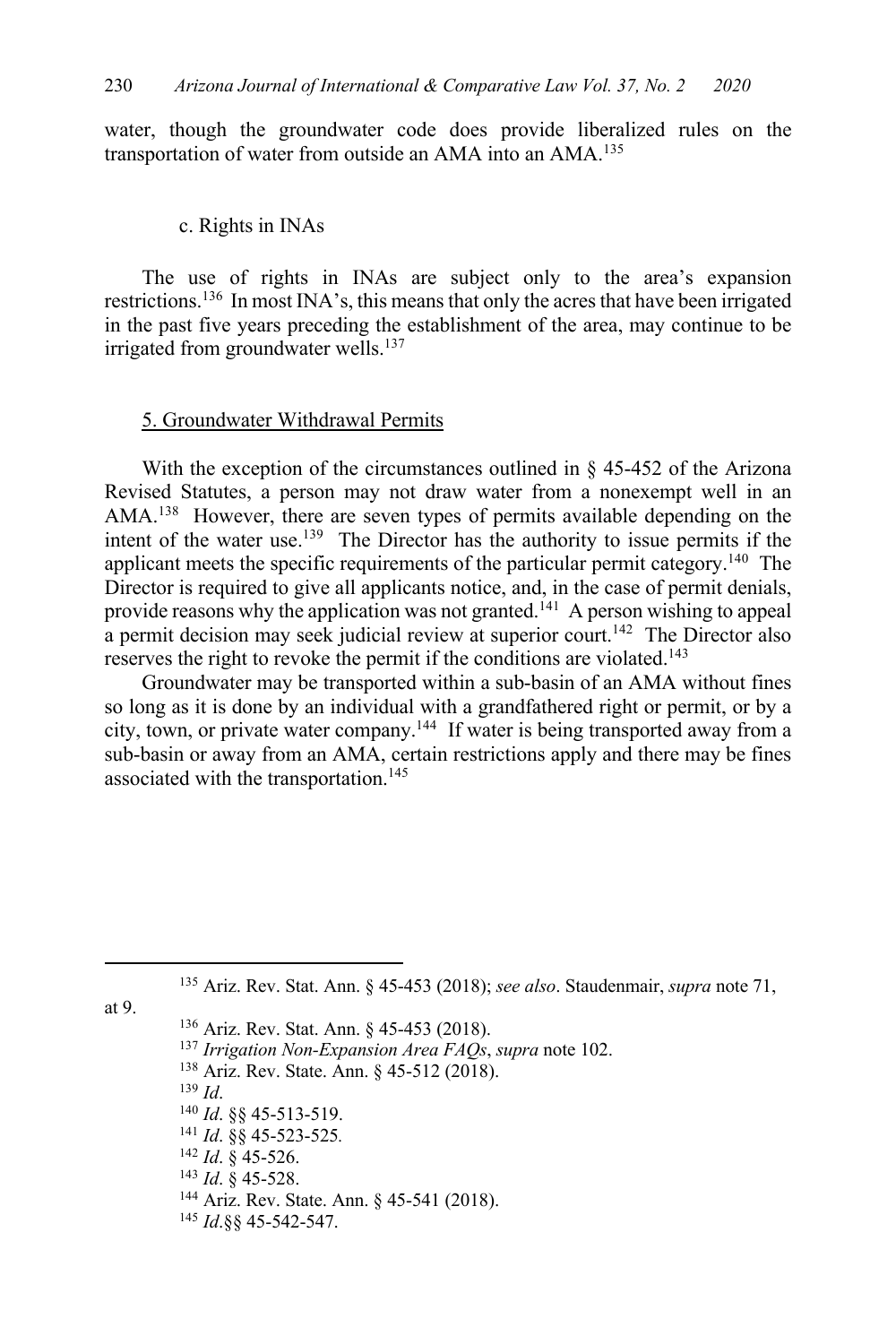water, though the groundwater code does provide liberalized rules on the transportation of water from outside an AMA into an AMA.[135]

#### c. Rights in INAs

The use of rights in INAs are subject only to the area's expansion restrictions.[136] In most INA's, this means that only the acres that have been irrigated in the past five years preceding the establishment of the area, may continue to be irrigated from groundwater wells.[137]

### 5. Groundwater Withdrawal Permits

With the exception of the circumstances outlined in § 45-452 of the Arizona Revised Statutes, a person may not draw water from a nonexempt well in an AMA.[138] However, there are seven types of permits available depending on the intent of the water use.[139] The Director has the authority to issue permits if the applicant meets the specific requirements of the particular permit category.[140] The Director is required to give all applicants notice, and, in the case of permit denials, provide reasons why the application was not granted.[141] A person wishing to appeal a permit decision may seek judicial review at superior court.[142] The Director also reserves the right to revoke the permit if the conditions are violated.[143]

Groundwater may be transported within a sub-basin of an AMA without fines so long as it is done by an individual with a grandfathered right or permit, or by a city, town, or private water company.[144] If water is being transported away from a sub-basin or away from an AMA, certain restrictions apply and there may be fines associated with the transportation.[145]

---

[135] Ariz. Rev. Stat. Ann. § 45-453 (2018); *see also*. Staudenmair, *supra* note 71, at 9.

[136] Ariz. Rev. Stat. Ann. § 45-453 (2018).

[137] *Irrigation Non-Expansion Area FAQs*, *supra* note 102.

[138] Ariz. Rev. State. Ann. § 45-512 (2018).

[139] *Id*.

[140] *Id*. §§ 45-513-519.

[141] *Id*. §§ 45-523-525.

[142] *Id*. § 45-526.

[143] *Id*. § 45-528.

[144] Ariz. Rev. State. Ann. § 45-541 (2018).

[145] *Id*.§§ 45-542-547.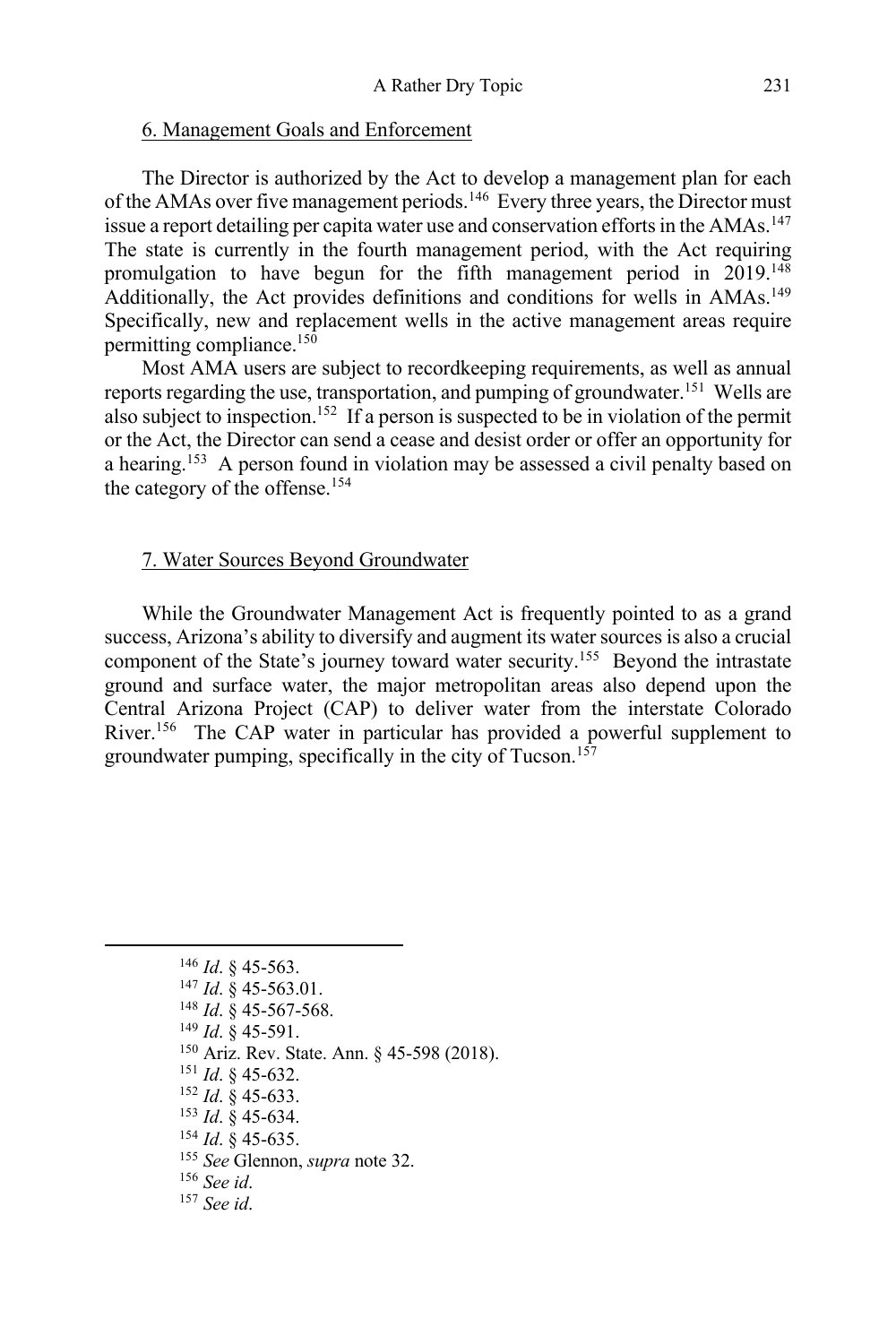### 6. Management Goals and Enforcement

The Director is authorized by the Act to develop a management plan for each of the AMAs over five management periods.[146] Every three years, the Director must issue a report detailing per capita water use and conservation efforts in the AMAs.[147] The state is currently in the fourth management period, with the Act requiring promulgation to have begun for the fifth management period in 2019.[148] Additionally, the Act provides definitions and conditions for wells in AMAs.[149] Specifically, new and replacement wells in the active management areas require permitting compliance.[150]

Most AMA users are subject to recordkeeping requirements, as well as annual reports regarding the use, transportation, and pumping of groundwater.[151] Wells are also subject to inspection.[152] If a person is suspected to be in violation of the permit or the Act, the Director can send a cease and desist order or offer an opportunity for a hearing.[153] A person found in violation may be assessed a civil penalty based on the category of the offense.[154]

### 7. Water Sources Beyond Groundwater

While the Groundwater Management Act is frequently pointed to as a grand success, Arizona's ability to diversify and augment its water sources is also a crucial component of the State's journey toward water security.[155] Beyond the intrastate ground and surface water, the major metropolitan areas also depend upon the Central Arizona Project (CAP) to deliver water from the interstate Colorado River.[156] The CAP water in particular has provided a powerful supplement to groundwater pumping, specifically in the city of Tucson.[157]

---

[146] *Id*. § 45-563.
[147] *Id*. § 45-563.01.
[148] *Id*. § 45-567-568.
[149] *Id*. § 45-591.
[150] Ariz. Rev. State. Ann. § 45-598 (2018).
[151] *Id*. § 45-632.
[152] *Id*. § 45-633.
[153] *Id*. § 45-634.
[154] *Id*. § 45-635.
[155] *See* Glennon, *supra* note 32.
[156] *See id*.
[157] *See id*.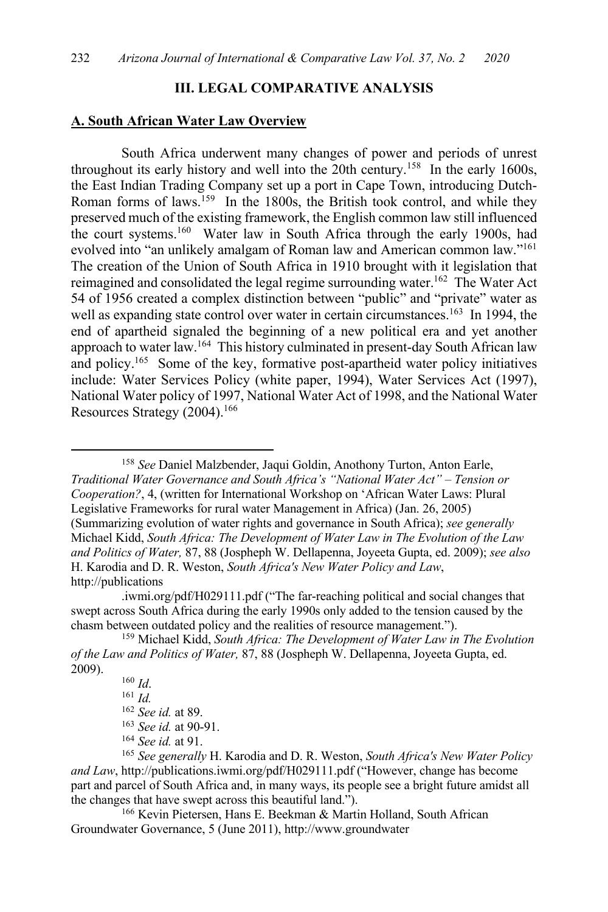## III. LEGAL COMPARATIVE ANALYSIS

### A. South African Water Law Overview

South Africa underwent many changes of power and periods of unrest throughout its early history and well into the 20th century.[158] In the early 1600s, the East Indian Trading Company set up a port in Cape Town, introducing Dutch-Roman forms of laws.[159] In the 1800s, the British took control, and while they preserved much of the existing framework, the English common law still influenced the court systems.[160] Water law in South Africa through the early 1900s, had evolved into "an unlikely amalgam of Roman law and American common law."[161] The creation of the Union of South Africa in 1910 brought with it legislation that reimagined and consolidated the legal regime surrounding water.[162] The Water Act 54 of 1956 created a complex distinction between "public" and "private" water as well as expanding state control over water in certain circumstances.[163] In 1994, the end of apartheid signaled the beginning of a new political era and yet another approach to water law.[164] This history culminated in present-day South African law and policy.[165] Some of the key, formative post-apartheid water policy initiatives include: Water Services Policy (white paper, 1994), Water Services Act (1997), National Water policy of 1997, National Water Act of 1998, and the National Water Resources Strategy (2004).[166]

---

[158] *See* Daniel Malzbender, Jaqui Goldin, Anothony Turton, Anton Earle, *Traditional Water Governance and South Africa's "National Water Act" – Tension or Cooperation?*, 4, (written for International Workshop on 'African Water Laws: Plural Legislative Frameworks for rural water Management in Africa) (Jan. 26, 2005) (Summarizing evolution of water rights and governance in South Africa); *see generally* Michael Kidd, *South Africa: The Development of Water Law in The Evolution of the Law and Politics of Water,* 87, 88 (Jospheph W. Dellapenna, Joyeeta Gupta, ed. 2009); *see also* H. Karodia and D. R. Weston, *South Africa's New Water Policy and Law*, http://publications .iwmi.org/pdf/H029111.pdf ("The far-reaching political and social changes that swept across South Africa during the early 1990s only added to the tension caused by the chasm between outdated policy and the realities of resource management.").

[159] Michael Kidd, *South Africa: The Development of Water Law in The Evolution of the Law and Politics of Water,* 87, 88 (Jospheph W. Dellapenna, Joyeeta Gupta, ed. 2009).

[160] *Id*.

[161] *Id.*

[162] *See id.* at 89.

[163] *See id.* at 90-91.

[164] *See id.* at 91.

[165] *See generally* H. Karodia and D. R. Weston, *South Africa's New Water Policy and Law*, http://publications.iwmi.org/pdf/H029111.pdf ("However, change has become part and parcel of South Africa and, in many ways, its people see a bright future amidst all the changes that have swept across this beautiful land.").

[166] Kevin Pietersen, Hans E. Beekman & Martin Holland, South African Groundwater Governance, 5 (June 2011), http://www.groundwater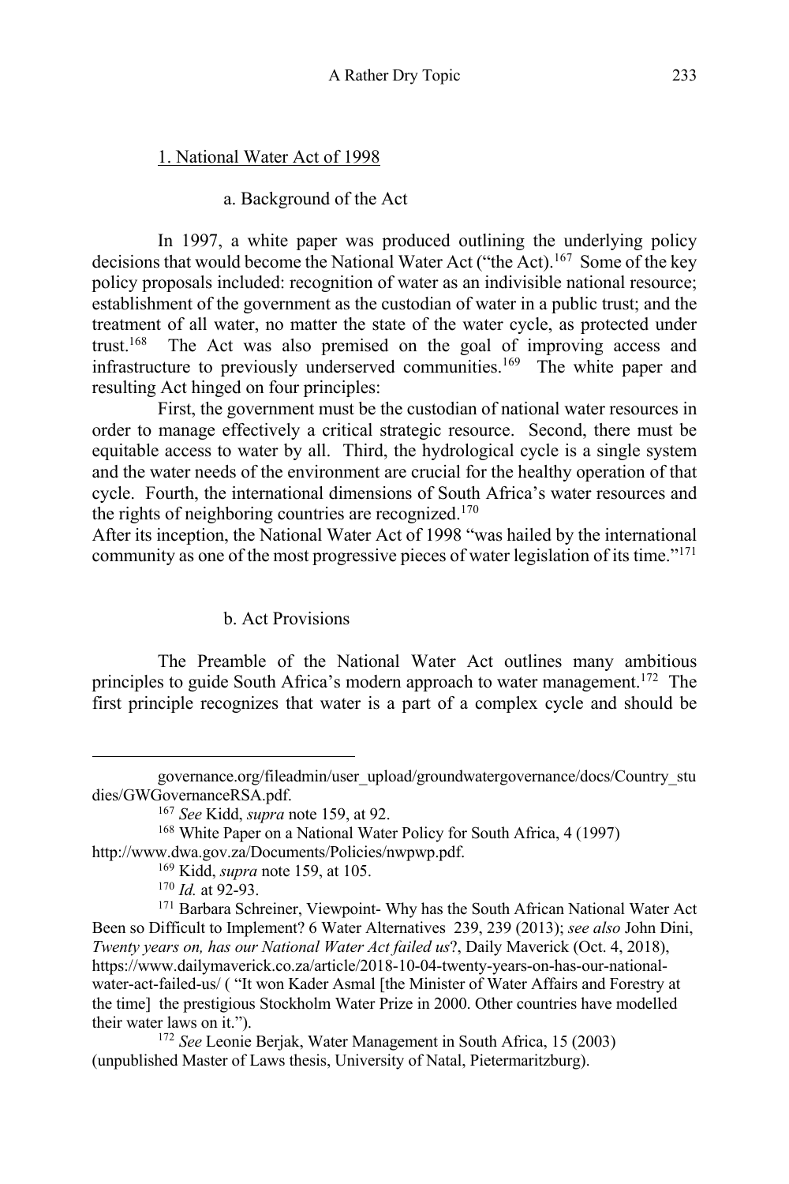### 1. National Water Act of 1998

#### a. Background of the Act

In 1997, a white paper was produced outlining the underlying policy decisions that would become the National Water Act ("the Act).[167] Some of the key policy proposals included: recognition of water as an indivisible national resource; establishment of the government as the custodian of water in a public trust; and the treatment of all water, no matter the state of the water cycle, as protected under trust.[168] The Act was also premised on the goal of improving access and infrastructure to previously underserved communities.[169] The white paper and resulting Act hinged on four principles:

First, the government must be the custodian of national water resources in order to manage effectively a critical strategic resource. Second, there must be equitable access to water by all. Third, the hydrological cycle is a single system and the water needs of the environment are crucial for the healthy operation of that cycle. Fourth, the international dimensions of South Africa's water resources and the rights of neighboring countries are recognized.[170]

After its inception, the National Water Act of 1998 "was hailed by the international community as one of the most progressive pieces of water legislation of its time."[171]

#### b. Act Provisions

The Preamble of the National Water Act outlines many ambitious principles to guide South Africa's modern approach to water management.[172] The first principle recognizes that water is a part of a complex cycle and should be

---

governance.org/fileadmin/user_upload/groundwatergovernance/docs/Country_studies/GWGovernanceRSA.pdf.

[167] *See* Kidd, *supra* note 159, at 92.

[168] White Paper on a National Water Policy for South Africa, 4 (1997) http://www.dwa.gov.za/Documents/Policies/nwpwp.pdf.

[169] Kidd, *supra* note 159, at 105.

[170] *Id.* at 92-93.

[171] Barbara Schreiner, Viewpoint- Why has the South African National Water Act Been so Difficult to Implement? 6 Water Alternatives 239, 239 (2013); *see also* John Dini, *Twenty years on, has our National Water Act failed us*?, Daily Maverick (Oct. 4, 2018), https://www.dailymaverick.co.za/article/2018-10-04-twenty-years-on-has-our-national-water-act-failed-us/ ( "It won Kader Asmal [the Minister of Water Affairs and Forestry at the time] the prestigious Stockholm Water Prize in 2000. Other countries have modelled their water laws on it.").

[172] *See* Leonie Berjak, Water Management in South Africa, 15 (2003) (unpublished Master of Laws thesis, University of Natal, Pietermaritzburg).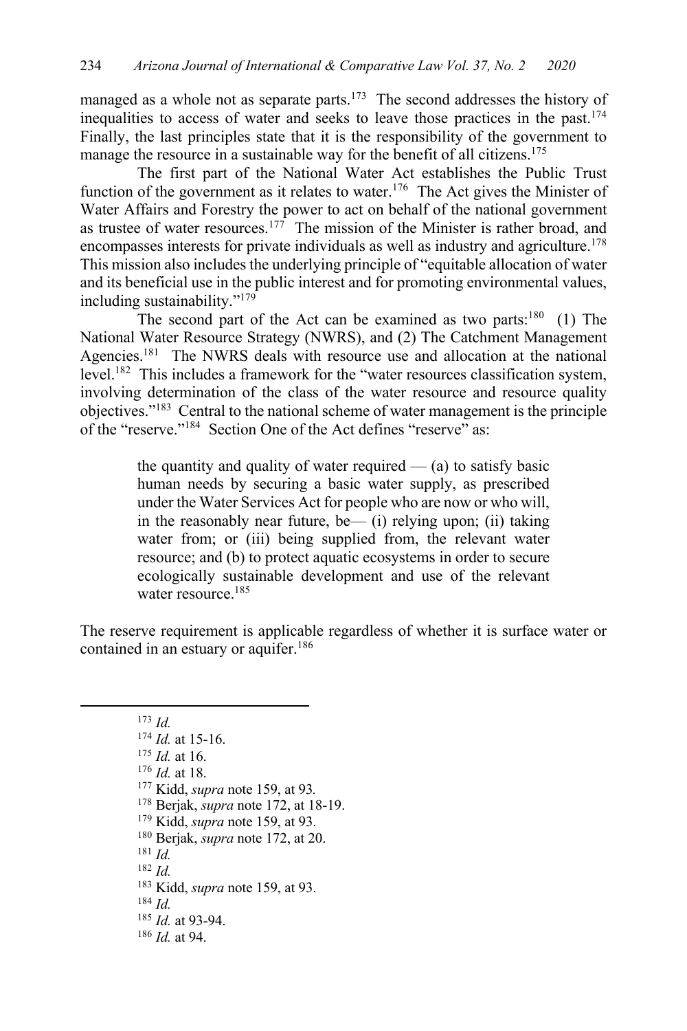managed as a whole not as separate parts.[173] The second addresses the history of inequalities to access of water and seeks to leave those practices in the past.[174] Finally, the last principles state that it is the responsibility of the government to manage the resource in a sustainable way for the benefit of all citizens.[175]

The first part of the National Water Act establishes the Public Trust function of the government as it relates to water.[176] The Act gives the Minister of Water Affairs and Forestry the power to act on behalf of the national government as trustee of water resources.[177] The mission of the Minister is rather broad, and encompasses interests for private individuals as well as industry and agriculture.[178] This mission also includes the underlying principle of "equitable allocation of water and its beneficial use in the public interest and for promoting environmental values, including sustainability."[179]

The second part of the Act can be examined as two parts:[180] (1) The National Water Resource Strategy (NWRS), and (2) The Catchment Management Agencies.[181] The NWRS deals with resource use and allocation at the national level.[182] This includes a framework for the "water resources classification system, involving determination of the class of the water resource and resource quality objectives."[183] Central to the national scheme of water management is the principle of the "reserve."[184] Section One of the Act defines "reserve" as:

> the quantity and quality of water required — (a) to satisfy basic human needs by securing a basic water supply, as prescribed under the Water Services Act for people who are now or who will, in the reasonably near future, be— (i) relying upon; (ii) taking water from; or (iii) being supplied from, the relevant water resource; and (b) to protect aquatic ecosystems in order to secure ecologically sustainable development and use of the relevant water resource.[185]

The reserve requirement is applicable regardless of whether it is surface water or contained in an estuary or aquifer.[186]

---

[173] *Id.*
[174] *Id.* at 15-16.
[175] *Id.* at 16.
[176] *Id.* at 18.
[177] Kidd, *supra* note 159, at 93.
[178] Berjak, *supra* note 172, at 18-19.
[179] Kidd, *supra* note 159, at 93.
[180] Berjak, *supra* note 172, at 20.
[181] *Id.*
[182] *Id.*
[183] Kidd, *supra* note 159, at 93.
[184] *Id.*
[185] *Id.* at 93-94.
[186] *Id.* at 94.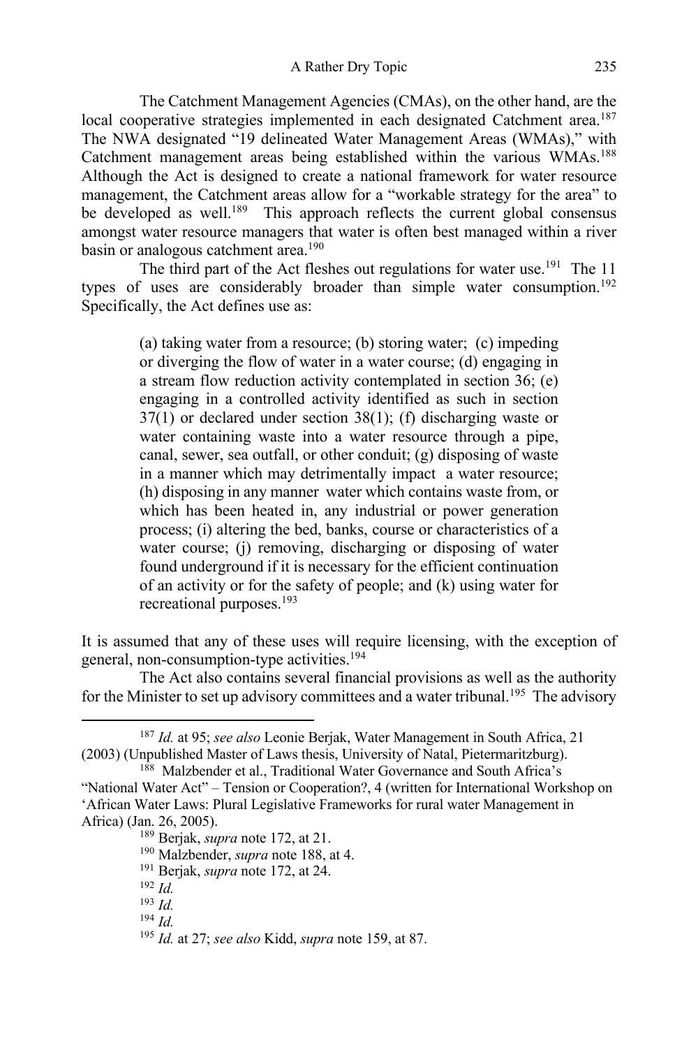The Catchment Management Agencies (CMAs), on the other hand, are the local cooperative strategies implemented in each designated Catchment area.[187] The NWA designated "19 delineated Water Management Areas (WMAs)," with Catchment management areas being established within the various WMAs.[188] Although the Act is designed to create a national framework for water resource management, the Catchment areas allow for a "workable strategy for the area" to be developed as well.[189] This approach reflects the current global consensus amongst water resource managers that water is often best managed within a river basin or analogous catchment area.[190]

The third part of the Act fleshes out regulations for water use.[191] The 11 types of uses are considerably broader than simple water consumption.[192] Specifically, the Act defines use as:

> (a) taking water from a resource; (b) storing water; (c) impeding or diverging the flow of water in a water course; (d) engaging in a stream flow reduction activity contemplated in section 36; (e) engaging in a controlled activity identified as such in section 37(1) or declared under section 38(1); (f) discharging waste or water containing waste into a water resource through a pipe, canal, sewer, sea outfall, or other conduit; (g) disposing of waste in a manner which may detrimentally impact a water resource; (h) disposing in any manner water which contains waste from, or which has been heated in, any industrial or power generation process; (i) altering the bed, banks, course or characteristics of a water course; (j) removing, discharging or disposing of water found underground if it is necessary for the efficient continuation of an activity or for the safety of people; and (k) using water for recreational purposes.[193]

It is assumed that any of these uses will require licensing, with the exception of general, non-consumption-type activities.[194]

The Act also contains several financial provisions as well as the authority for the Minister to set up advisory committees and a water tribunal.[195] The advisory

---

[187] *Id.* at 95; *see also* Leonie Berjak, Water Management in South Africa, 21 (2003) (Unpublished Master of Laws thesis, University of Natal, Pietermaritzburg).

[188] Malzbender et al., Traditional Water Governance and South Africa's "National Water Act" – Tension or Cooperation?, 4 (written for International Workshop on 'African Water Laws: Plural Legislative Frameworks for rural water Management in Africa) (Jan. 26, 2005).

[189] Berjak, *supra* note 172, at 21.

[190] Malzbender, *supra* note 188, at 4.

[191] Berjak, *supra* note 172, at 24.

[192] *Id.*

[193] *Id.*

[194] *Id.*

[195] *Id.* at 27; *see also* Kidd, *supra* note 159, at 87.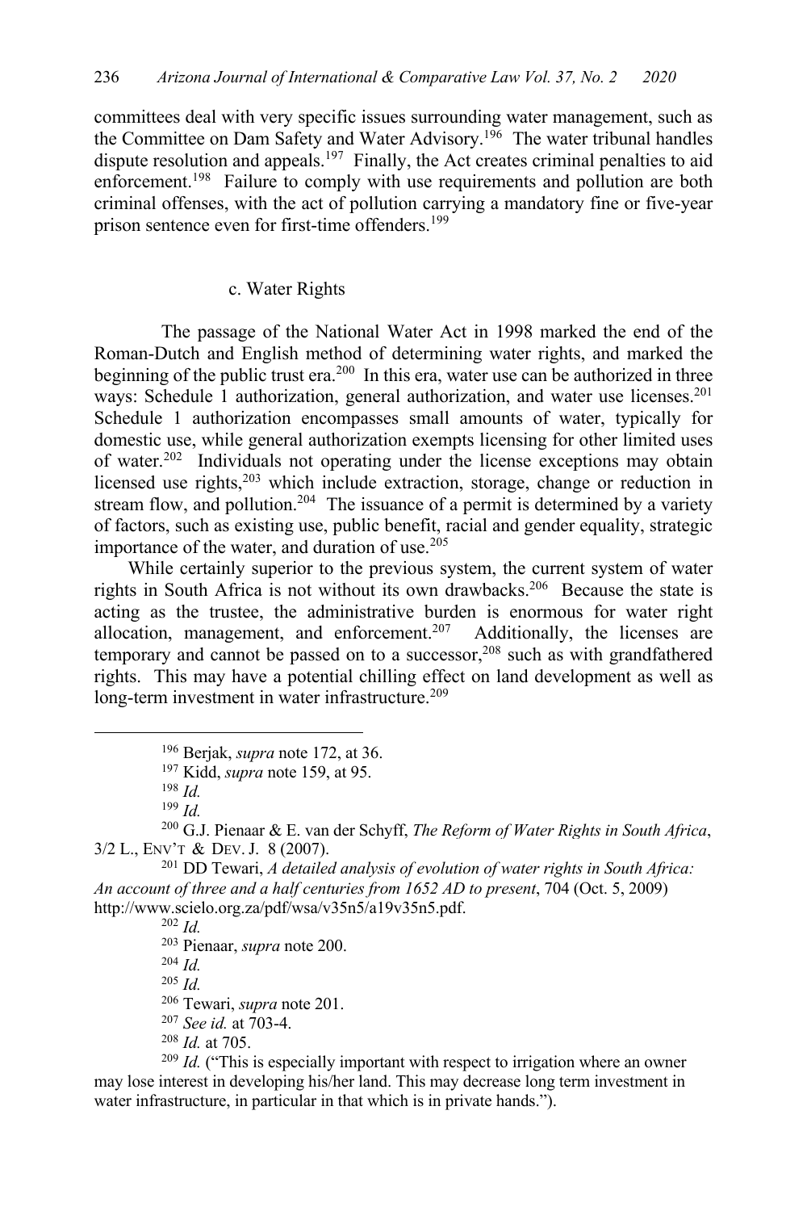committees deal with very specific issues surrounding water management, such as the Committee on Dam Safety and Water Advisory.[196] The water tribunal handles dispute resolution and appeals.[197] Finally, the Act creates criminal penalties to aid enforcement.[198] Failure to comply with use requirements and pollution are both criminal offenses, with the act of pollution carrying a mandatory fine or five-year prison sentence even for first-time offenders.[199]

### c. Water Rights

The passage of the National Water Act in 1998 marked the end of the Roman-Dutch and English method of determining water rights, and marked the beginning of the public trust era.[200] In this era, water use can be authorized in three ways: Schedule 1 authorization, general authorization, and water use licenses.[201] Schedule 1 authorization encompasses small amounts of water, typically for domestic use, while general authorization exempts licensing for other limited uses of water.[202] Individuals not operating under the license exceptions may obtain licensed use rights,[203] which include extraction, storage, change or reduction in stream flow, and pollution.[204] The issuance of a permit is determined by a variety of factors, such as existing use, public benefit, racial and gender equality, strategic importance of the water, and duration of use.[205]

While certainly superior to the previous system, the current system of water rights in South Africa is not without its own drawbacks.[206] Because the state is acting as the trustee, the administrative burden is enormous for water right allocation, management, and enforcement.[207] Additionally, the licenses are temporary and cannot be passed on to a successor,[208] such as with grandfathered rights. This may have a potential chilling effect on land development as well as long-term investment in water infrastructure.[209]

---

[196] Berjak, *supra* note 172, at 36.

[197] Kidd, *supra* note 159, at 95.

[198] *Id.*

[199] *Id.*

[200] G.J. Pienaar & E. van der Schyff, *The Reform of Water Rights in South Africa*, 3/2 L., ENV'T & DEV. J. 8 (2007).

[201] DD Tewari, *A detailed analysis of evolution of water rights in South Africa: An account of three and a half centuries from 1652 AD to present*, 704 (Oct. 5, 2009) http://www.scielo.org.za/pdf/wsa/v35n5/a19v35n5.pdf.

[202] *Id.*

[203] Pienaar, *supra* note 200.

[204] *Id.*

[205] *Id.*

[206] Tewari, *supra* note 201.

[207] *See id.* at 703-4.

[208] *Id.* at 705.

[209] *Id.* ("This is especially important with respect to irrigation where an owner may lose interest in developing his/her land. This may decrease long term investment in water infrastructure, in particular in that which is in private hands.").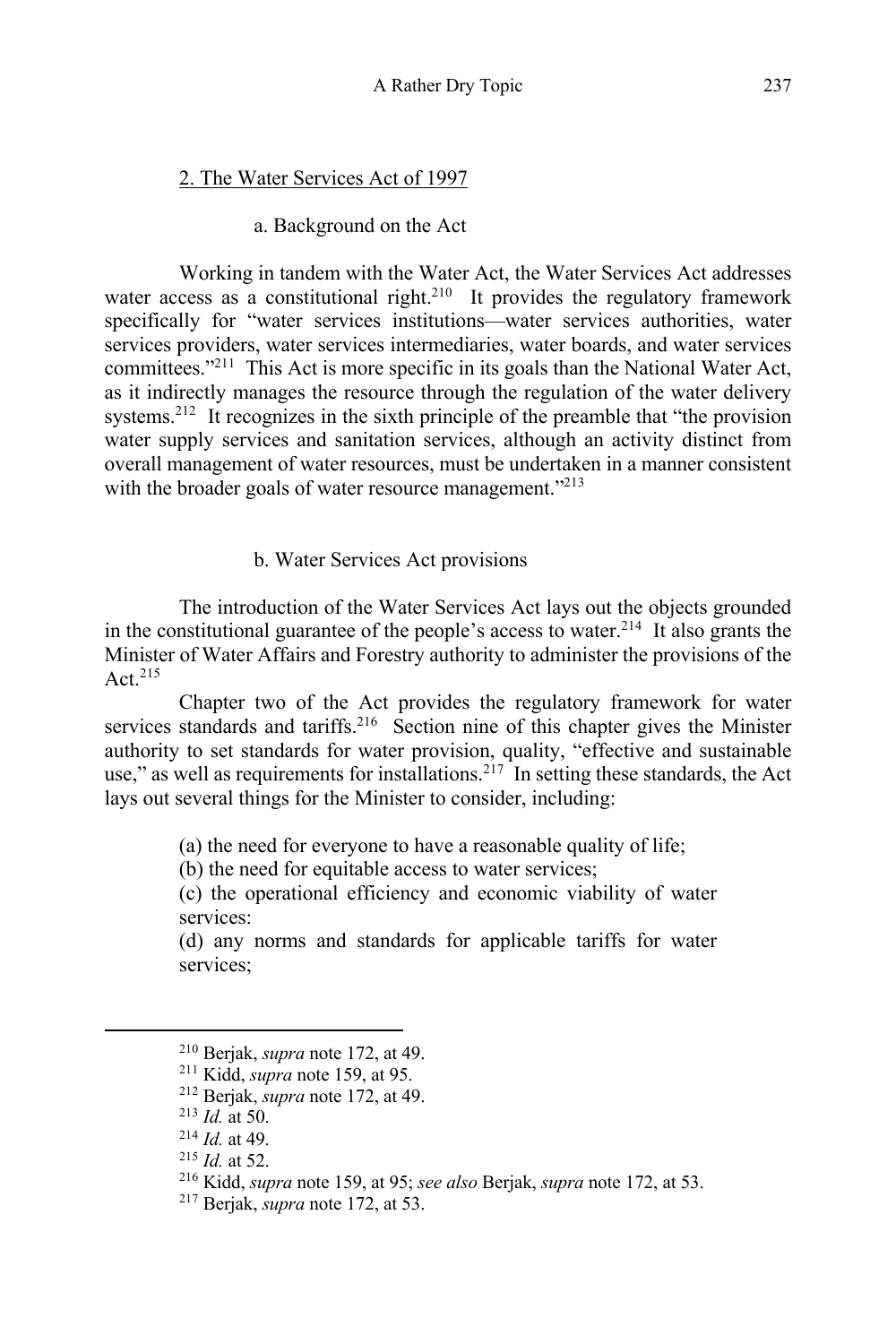2. The Water Services Act of 1997

a. Background on the Act

Working in tandem with the Water Act, the Water Services Act addresses water access as a constitutional right.[210] It provides the regulatory framework specifically for "water services institutions—water services authorities, water services providers, water services intermediaries, water boards, and water services committees."[211] This Act is more specific in its goals than the National Water Act, as it indirectly manages the resource through the regulation of the water delivery systems.[212] It recognizes in the sixth principle of the preamble that "the provision water supply services and sanitation services, although an activity distinct from overall management of water resources, must be undertaken in a manner consistent with the broader goals of water resource management."[213]

b. Water Services Act provisions

The introduction of the Water Services Act lays out the objects grounded in the constitutional guarantee of the people's access to water.[214] It also grants the Minister of Water Affairs and Forestry authority to administer the provisions of the Act.[215]

Chapter two of the Act provides the regulatory framework for water services standards and tariffs.[216] Section nine of this chapter gives the Minister authority to set standards for water provision, quality, "effective and sustainable use," as well as requirements for installations.[217] In setting these standards, the Act lays out several things for the Minister to consider, including:

> (a) the need for everyone to have a reasonable quality of life;
> (b) the need for equitable access to water services;
> (c) the operational efficiency and economic viability of water services:
> (d) any norms and standards for applicable tariffs for water services;

---

[210] Berjak, *supra* note 172, at 49.
[211] Kidd, *supra* note 159, at 95.
[212] Berjak, *supra* note 172, at 49.
[213] *Id.* at 50.
[214] *Id.* at 49.
[215] *Id.* at 52.
[216] Kidd, *supra* note 159, at 95; *see also* Berjak, *supra* note 172, at 53.
[217] Berjak, *supra* note 172, at 53.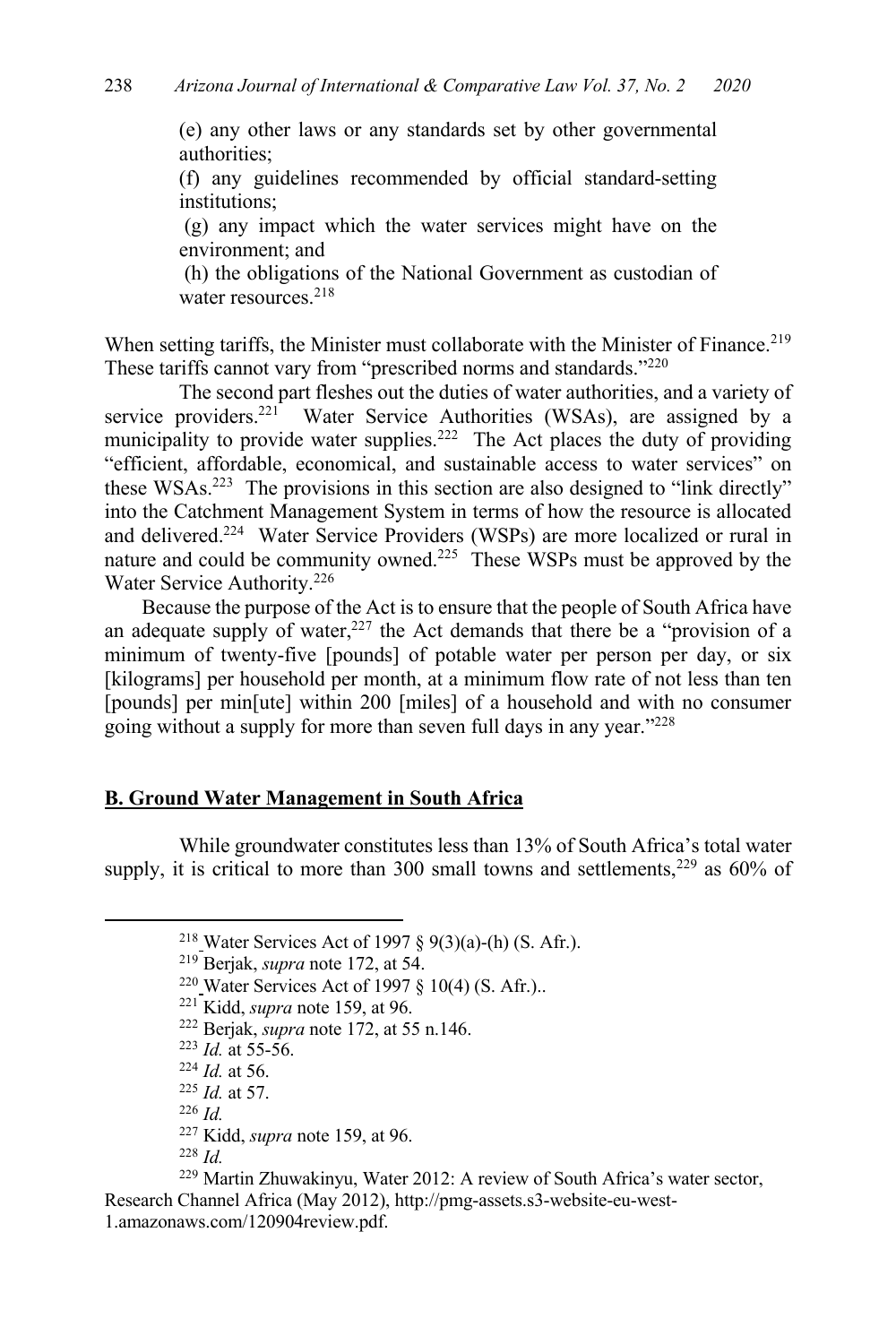(e) any other laws or any standards set by other governmental authorities;

(f) any guidelines recommended by official standard-setting institutions;

(g) any impact which the water services might have on the environment; and

(h) the obligations of the National Government as custodian of water resources.[218]

When setting tariffs, the Minister must collaborate with the Minister of Finance.[219] These tariffs cannot vary from "prescribed norms and standards."[220]

The second part fleshes out the duties of water authorities, and a variety of service providers.[221] Water Service Authorities (WSAs), are assigned by a municipality to provide water supplies.[222] The Act places the duty of providing "efficient, affordable, economical, and sustainable access to water services" on these WSAs.[223] The provisions in this section are also designed to "link directly" into the Catchment Management System in terms of how the resource is allocated and delivered.[224] Water Service Providers (WSPs) are more localized or rural in nature and could be community owned.[225] These WSPs must be approved by the Water Service Authority.[226]

Because the purpose of the Act is to ensure that the people of South Africa have an adequate supply of water,[227] the Act demands that there be a "provision of a minimum of twenty-five [pounds] of potable water per person per day, or six [kilograms] per household per month, at a minimum flow rate of not less than ten [pounds] per min[ute] within 200 [miles] of a household and with no consumer going without a supply for more than seven full days in any year."[228]

**B. Ground Water Management in South Africa**

While groundwater constitutes less than 13% of South Africa's total water supply, it is critical to more than 300 small towns and settlements,[229] as 60% of

---

[218] Water Services Act of 1997 § 9(3)(a)-(h) (S. Afr.).

[219] Berjak, *supra* note 172, at 54.

[220] Water Services Act of 1997 § 10(4) (S. Afr.)..

[221] Kidd, *supra* note 159, at 96.

[222] Berjak, *supra* note 172, at 55 n.146.

[223] *Id.* at 55-56.

[224] *Id.* at 56.

[225] *Id.* at 57.

[226] *Id.*

[227] Kidd, *supra* note 159, at 96.

[228] *Id.*

[229] Martin Zhuwakinyu, Water 2012: A review of South Africa's water sector, Research Channel Africa (May 2012), http://pmg-assets.s3-website-eu-west-1.amazonaws.com/120904review.pdf.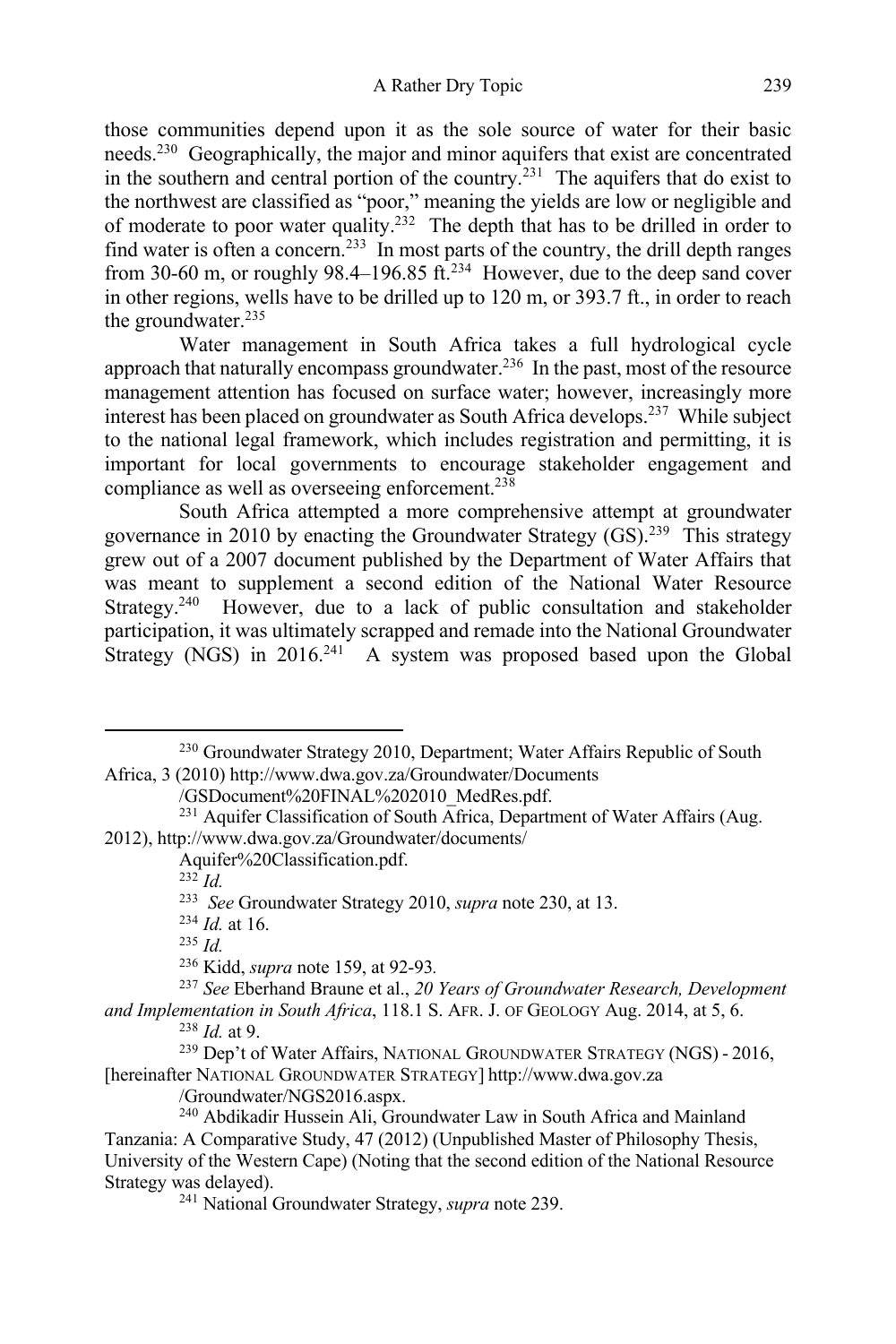those communities depend upon it as the sole source of water for their basic needs.[230] Geographically, the major and minor aquifers that exist are concentrated in the southern and central portion of the country.[231] The aquifers that do exist to the northwest are classified as "poor," meaning the yields are low or negligible and of moderate to poor water quality.[232] The depth that has to be drilled in order to find water is often a concern.[233] In most parts of the country, the drill depth ranges from 30-60 m, or roughly 98.4–196.85 ft.[234] However, due to the deep sand cover in other regions, wells have to be drilled up to 120 m, or 393.7 ft., in order to reach the groundwater.[235]

Water management in South Africa takes a full hydrological cycle approach that naturally encompass groundwater.[236] In the past, most of the resource management attention has focused on surface water; however, increasingly more interest has been placed on groundwater as South Africa develops.[237] While subject to the national legal framework, which includes registration and permitting, it is important for local governments to encourage stakeholder engagement and compliance as well as overseeing enforcement.[238]

South Africa attempted a more comprehensive attempt at groundwater governance in 2010 by enacting the Groundwater Strategy (GS).[239] This strategy grew out of a 2007 document published by the Department of Water Affairs that was meant to supplement a second edition of the National Water Resource Strategy.[240] However, due to a lack of public consultation and stakeholder participation, it was ultimately scrapped and remade into the National Groundwater Strategy (NGS) in 2016.[241] A system was proposed based upon the Global

---

[230] Groundwater Strategy 2010, Department; Water Affairs Republic of South Africa, 3 (2010) http://www.dwa.gov.za/Groundwater/Documents /GSDocument%20FINAL%202010_MedRes.pdf.

[231] Aquifer Classification of South Africa, Department of Water Affairs (Aug. 2012), http://www.dwa.gov.za/Groundwater/documents/ Aquifer%20Classification.pdf.

[232] *Id.*

[233] *See* Groundwater Strategy 2010, *supra* note 230, at 13.

[234] *Id.* at 16.

[235] *Id.*

[236] Kidd, *supra* note 159, at 92-93.

[237] *See* Eberhand Braune et al., *20 Years of Groundwater Research, Development and Implementation in South Africa*, 118.1 S. AFR. J. OF GEOLOGY Aug. 2014, at 5, 6.

[238] *Id.* at 9.

[239] Dep't of Water Affairs, NATIONAL GROUNDWATER STRATEGY (NGS) - 2016, [hereinafter NATIONAL GROUNDWATER STRATEGY] http://www.dwa.gov.za /Groundwater/NGS2016.aspx.

[240] Abdikadir Hussein Ali, Groundwater Law in South Africa and Mainland Tanzania: A Comparative Study, 47 (2012) (Unpublished Master of Philosophy Thesis, University of the Western Cape) (Noting that the second edition of the National Resource Strategy was delayed).

[241] National Groundwater Strategy, *supra* note 239.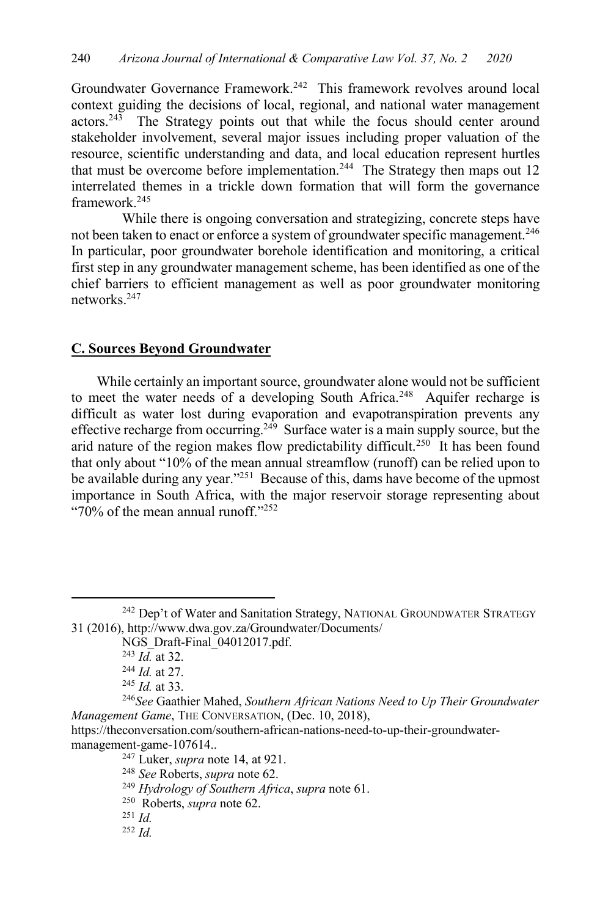Groundwater Governance Framework.[242] This framework revolves around local context guiding the decisions of local, regional, and national water management actors.[243] The Strategy points out that while the focus should center around stakeholder involvement, several major issues including proper valuation of the resource, scientific understanding and data, and local education represent hurtles that must be overcome before implementation.[244] The Strategy then maps out 12 interrelated themes in a trickle down formation that will form the governance framework.[245]

While there is ongoing conversation and strategizing, concrete steps have not been taken to enact or enforce a system of groundwater specific management.[246] In particular, poor groundwater borehole identification and monitoring, a critical first step in any groundwater management scheme, has been identified as one of the chief barriers to efficient management as well as poor groundwater monitoring networks.[247]

## C. Sources Beyond Groundwater

While certainly an important source, groundwater alone would not be sufficient to meet the water needs of a developing South Africa.[248] Aquifer recharge is difficult as water lost during evaporation and evapotranspiration prevents any effective recharge from occurring.[249] Surface water is a main supply source, but the arid nature of the region makes flow predictability difficult.[250] It has been found that only about "10% of the mean annual streamflow (runoff) can be relied upon to be available during any year."[251] Because of this, dams have become of the upmost importance in South Africa, with the major reservoir storage representing about "70% of the mean annual runoff."[252]

---

[242] Dep't of Water and Sanitation Strategy, NATIONAL GROUNDWATER STRATEGY 31 (2016), http://www.dwa.gov.za/Groundwater/Documents/NGS_Draft-Final_04012017.pdf.

[243] *Id.* at 32.

[244] *Id.* at 27.

[245] *Id.* at 33.

[246] *See* Gaathier Mahed, *Southern African Nations Need to Up Their Groundwater Management Game*, THE CONVERSATION, (Dec. 10, 2018), https://theconversation.com/southern-african-nations-need-to-up-their-groundwater-management-game-107614..

[247] Luker, *supra* note 14, at 921.

[248] *See* Roberts, *supra* note 62.

[249] *Hydrology of Southern Africa*, *supra* note 61.

[250] Roberts, *supra* note 62.

[251] *Id.*

[252] *Id.*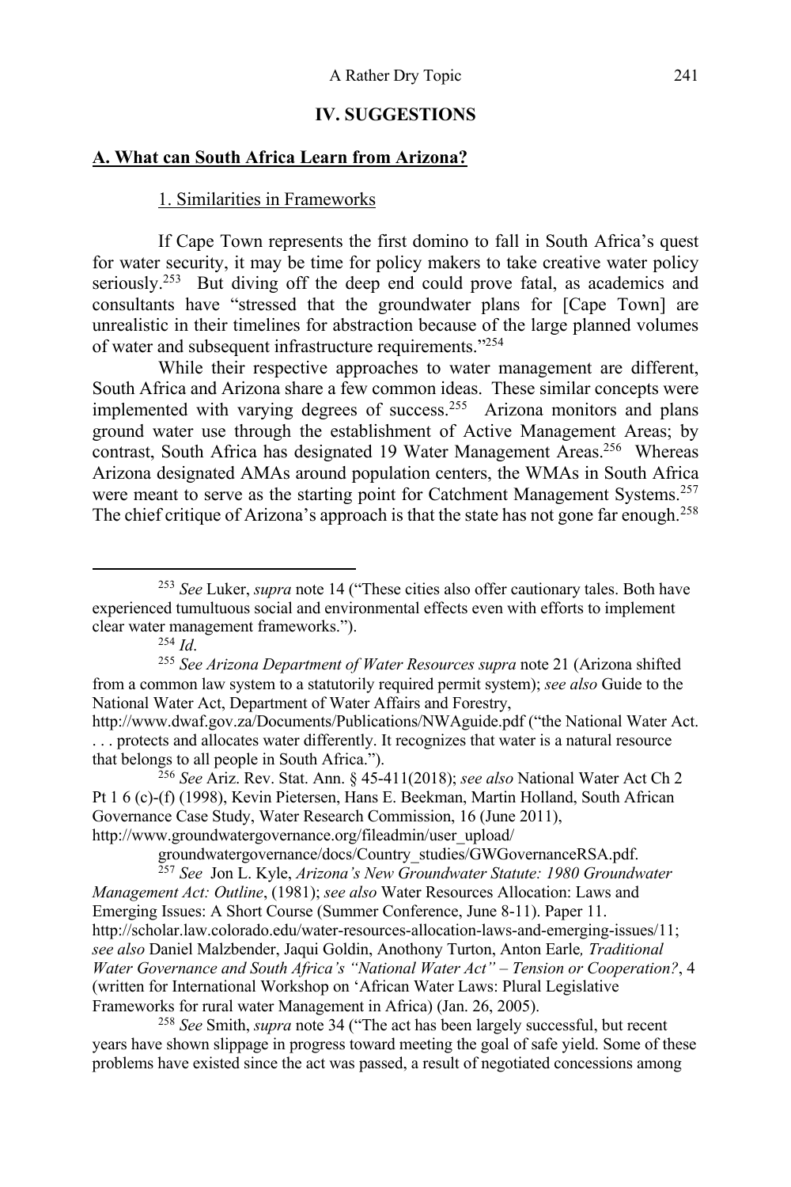## IV. SUGGESTIONS

### A. What can South Africa Learn from Arizona?

#### 1. Similarities in Frameworks

If Cape Town represents the first domino to fall in South Africa's quest for water security, it may be time for policy makers to take creative water policy seriously.[253] But diving off the deep end could prove fatal, as academics and consultants have "stressed that the groundwater plans for [Cape Town] are unrealistic in their timelines for abstraction because of the large planned volumes of water and subsequent infrastructure requirements."[254]

While their respective approaches to water management are different, South Africa and Arizona share a few common ideas. These similar concepts were implemented with varying degrees of success.[255] Arizona monitors and plans ground water use through the establishment of Active Management Areas; by contrast, South Africa has designated 19 Water Management Areas.[256] Whereas Arizona designated AMAs around population centers, the WMAs in South Africa were meant to serve as the starting point for Catchment Management Systems.[257] The chief critique of Arizona's approach is that the state has not gone far enough.[258]

---

[253] *See* Luker, *supra* note 14 ("These cities also offer cautionary tales. Both have experienced tumultuous social and environmental effects even with efforts to implement clear water management frameworks.").

[254] *Id*.

[255] *See Arizona Department of Water Resources supra* note 21 (Arizona shifted from a common law system to a statutorily required permit system); *see also* Guide to the National Water Act, Department of Water Affairs and Forestry, http://www.dwaf.gov.za/Documents/Publications/NWAguide.pdf ("the National Water Act. . . . protects and allocates water differently. It recognizes that water is a natural resource that belongs to all people in South Africa.").

[256] *See* Ariz. Rev. Stat. Ann. § 45-411(2018); *see also* National Water Act Ch 2 Pt 1 6 (c)-(f) (1998), Kevin Pietersen, Hans E. Beekman, Martin Holland, South African Governance Case Study, Water Research Commission, 16 (June 2011), http://www.groundwatergovernance.org/fileadmin/user_upload/groundwatergovernance/docs/Country_studies/GWGovernanceRSA.pdf.

[257] *See* Jon L. Kyle, *Arizona's New Groundwater Statute: 1980 Groundwater Management Act: Outline*, (1981); *see also* Water Resources Allocation: Laws and Emerging Issues: A Short Course (Summer Conference, June 8-11). Paper 11. http://scholar.law.colorado.edu/water-resources-allocation-laws-and-emerging-issues/11; *see also* Daniel Malzbender, Jaqui Goldin, Anothony Turton, Anton Earle*, Traditional Water Governance and South Africa's "National Water Act" – Tension or Cooperation?*, 4 (written for International Workshop on 'African Water Laws: Plural Legislative Frameworks for rural water Management in Africa) (Jan. 26, 2005).

[258] *See* Smith, *supra* note 34 ("The act has been largely successful, but recent years have shown slippage in progress toward meeting the goal of safe yield. Some of these problems have existed since the act was passed, a result of negotiated concessions among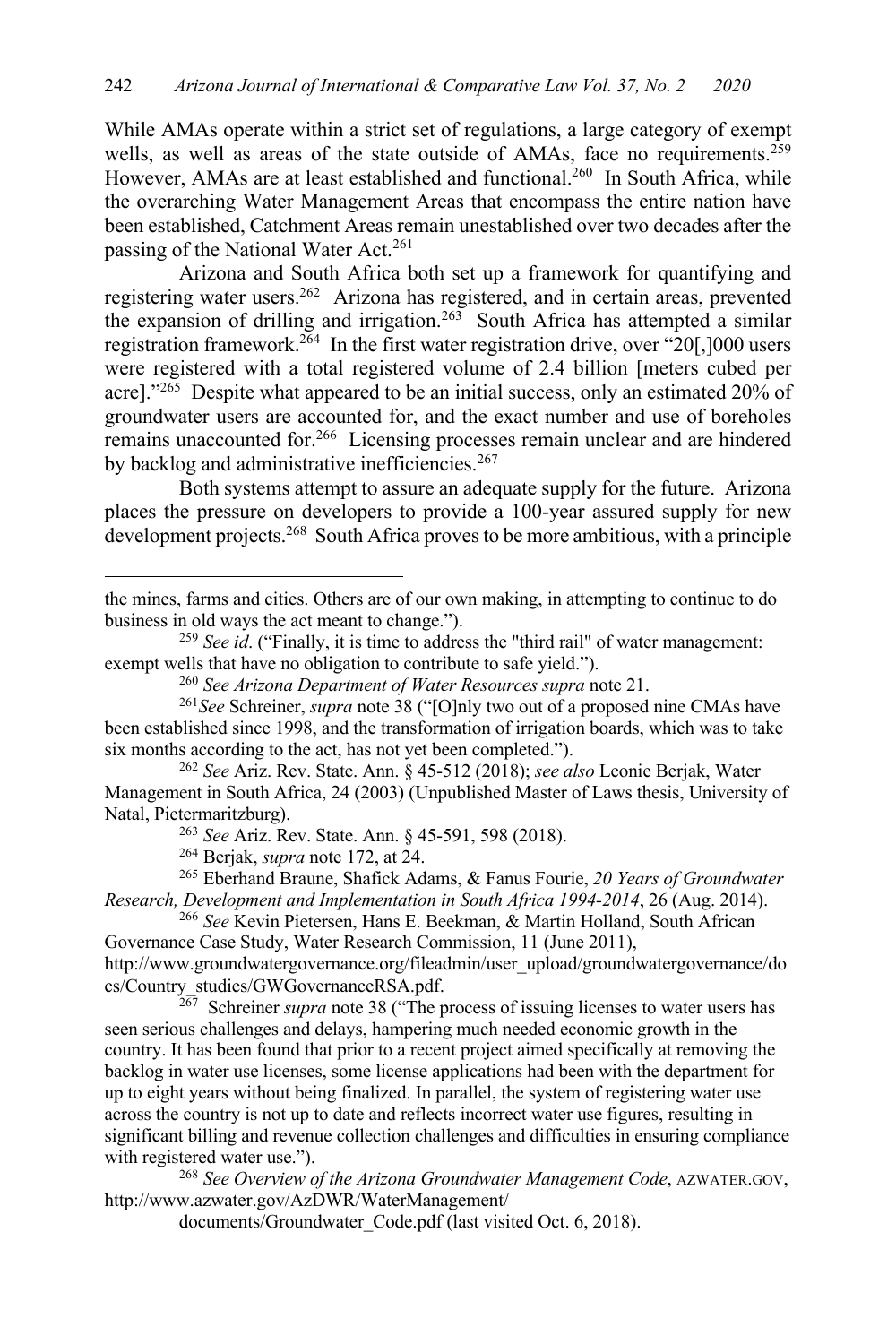While AMAs operate within a strict set of regulations, a large category of exempt wells, as well as areas of the state outside of AMAs, face no requirements.[259] However, AMAs are at least established and functional.[260] In South Africa, while the overarching Water Management Areas that encompass the entire nation have been established, Catchment Areas remain unestablished over two decades after the passing of the National Water Act.[261]

Arizona and South Africa both set up a framework for quantifying and registering water users.[262] Arizona has registered, and in certain areas, prevented the expansion of drilling and irrigation.[263] South Africa has attempted a similar registration framework.[264] In the first water registration drive, over "20[,]000 users were registered with a total registered volume of 2.4 billion [meters cubed per acre]."[265] Despite what appeared to be an initial success, only an estimated 20% of groundwater users are accounted for, and the exact number and use of boreholes remains unaccounted for.[266] Licensing processes remain unclear and are hindered by backlog and administrative inefficiencies.[267]

Both systems attempt to assure an adequate supply for the future. Arizona places the pressure on developers to provide a 100-year assured supply for new development projects.[268] South Africa proves to be more ambitious, with a principle

---

the mines, farms and cities. Others are of our own making, in attempting to continue to do business in old ways the act meant to change.").

[259] *See id*. ("Finally, it is time to address the "third rail" of water management: exempt wells that have no obligation to contribute to safe yield.").

[260] *See Arizona Department of Water Resources supra* note 21.

[261] *See* Schreiner, *supra* note 38 ("[O]nly two out of a proposed nine CMAs have been established since 1998, and the transformation of irrigation boards, which was to take six months according to the act, has not yet been completed.").

[262] *See* Ariz. Rev. State. Ann. § 45-512 (2018); *see also* Leonie Berjak, Water Management in South Africa, 24 (2003) (Unpublished Master of Laws thesis, University of Natal, Pietermaritzburg).

[263] *See* Ariz. Rev. State. Ann. § 45-591, 598 (2018).

[264] Berjak, *supra* note 172, at 24.

[265] Eberhand Braune, Shafick Adams, & Fanus Fourie, *20 Years of Groundwater Research, Development and Implementation in South Africa 1994-2014*, 26 (Aug. 2014).

[266] *See* Kevin Pietersen, Hans E. Beekman, & Martin Holland, South African Governance Case Study, Water Research Commission, 11 (June 2011), http://www.groundwatergovernance.org/fileadmin/user_upload/groundwatergovernance/docs/Country_studies/GWGovernanceRSA.pdf.

[267] Schreiner *supra* note 38 ("The process of issuing licenses to water users has seen serious challenges and delays, hampering much needed economic growth in the country. It has been found that prior to a recent project aimed specifically at removing the backlog in water use licenses, some license applications had been with the department for up to eight years without being finalized. In parallel, the system of registering water use across the country is not up to date and reflects incorrect water use figures, resulting in significant billing and revenue collection challenges and difficulties in ensuring compliance with registered water use.").

[268] *See Overview of the Arizona Groundwater Management Code*, AZWATER.GOV, http://www.azwater.gov/AzDWR/WaterManagement/documents/Groundwater_Code.pdf (last visited Oct. 6, 2018).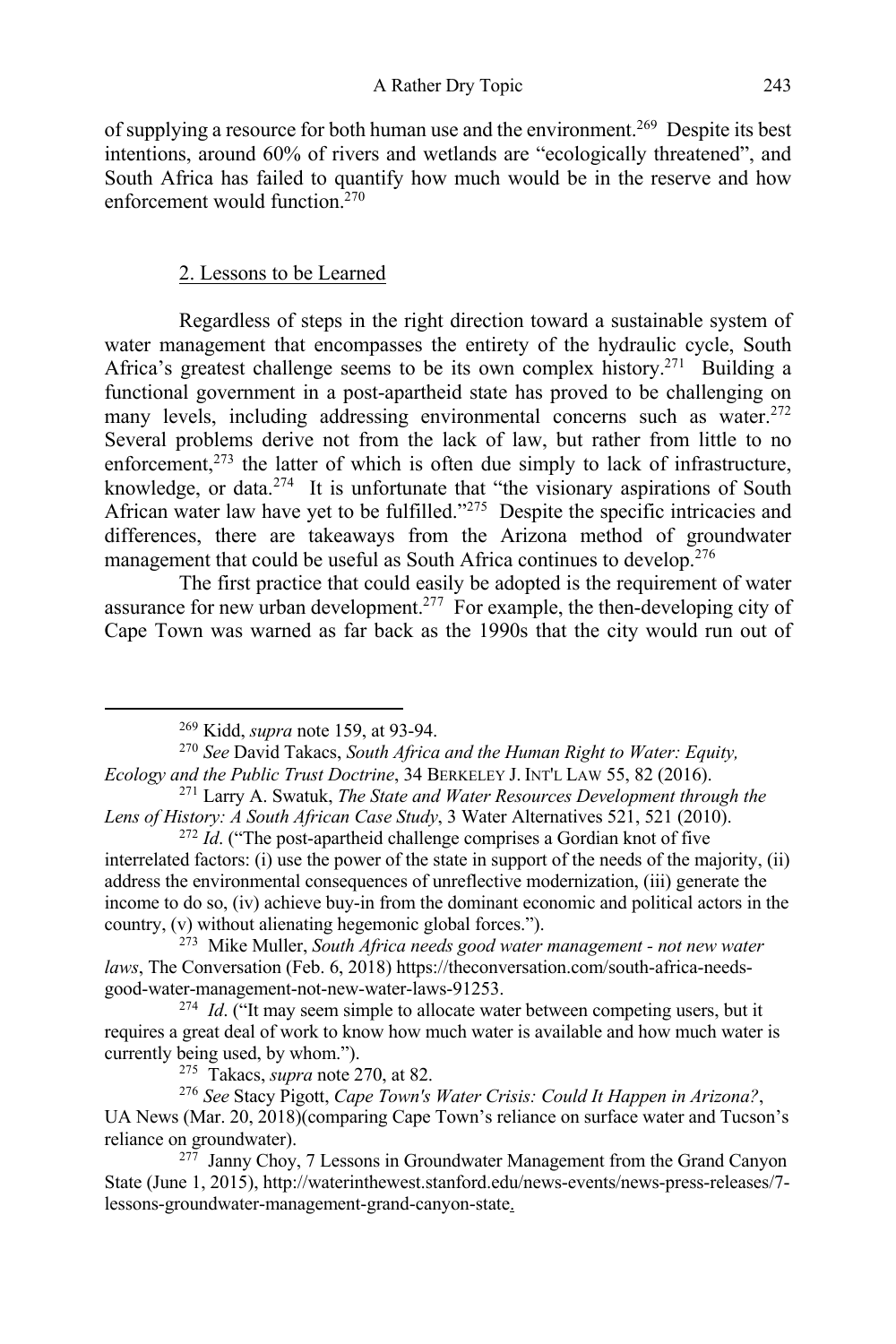of supplying a resource for both human use and the environment.[269] Despite its best intentions, around 60% of rivers and wetlands are "ecologically threatened", and South Africa has failed to quantify how much would be in the reserve and how enforcement would function.[270]

### 2. Lessons to be Learned

Regardless of steps in the right direction toward a sustainable system of water management that encompasses the entirety of the hydraulic cycle, South Africa's greatest challenge seems to be its own complex history.[271] Building a functional government in a post-apartheid state has proved to be challenging on many levels, including addressing environmental concerns such as water.[272] Several problems derive not from the lack of law, but rather from little to no enforcement,[273] the latter of which is often due simply to lack of infrastructure, knowledge, or data.[274] It is unfortunate that "the visionary aspirations of South African water law have yet to be fulfilled."[275] Despite the specific intricacies and differences, there are takeaways from the Arizona method of groundwater management that could be useful as South Africa continues to develop.[276]

The first practice that could easily be adopted is the requirement of water assurance for new urban development.[277] For example, the then-developing city of Cape Town was warned as far back as the 1990s that the city would run out of

---

[269] Kidd, *supra* note 159, at 93-94.

[270] *See* David Takacs, *South Africa and the Human Right to Water: Equity, Ecology and the Public Trust Doctrine*, 34 BERKELEY J. INT'L LAW 55, 82 (2016).

[271] Larry A. Swatuk, *The State and Water Resources Development through the Lens of History: A South African Case Study*, 3 Water Alternatives 521, 521 (2010).

[272] *Id*. ("The post-apartheid challenge comprises a Gordian knot of five interrelated factors: (i) use the power of the state in support of the needs of the majority, (ii) address the environmental consequences of unreflective modernization, (iii) generate the income to do so, (iv) achieve buy-in from the dominant economic and political actors in the country, (v) without alienating hegemonic global forces.").

[273] Mike Muller, *South Africa needs good water management - not new water laws*, The Conversation (Feb. 6, 2018) https://theconversation.com/south-africa-needs-good-water-management-not-new-water-laws-91253.

[274] *Id*. ("It may seem simple to allocate water between competing users, but it requires a great deal of work to know how much water is available and how much water is currently being used, by whom.").

[275] Takacs, *supra* note 270, at 82.

[276] *See* Stacy Pigott, *Cape Town's Water Crisis: Could It Happen in Arizona?*, UA News (Mar. 20, 2018)(comparing Cape Town's reliance on surface water and Tucson's reliance on groundwater).

[277] Janny Choy, 7 Lessons in Groundwater Management from the Grand Canyon State (June 1, 2015), http://waterinthewest.stanford.edu/news-events/news-press-releases/7-lessons-groundwater-management-grand-canyon-state.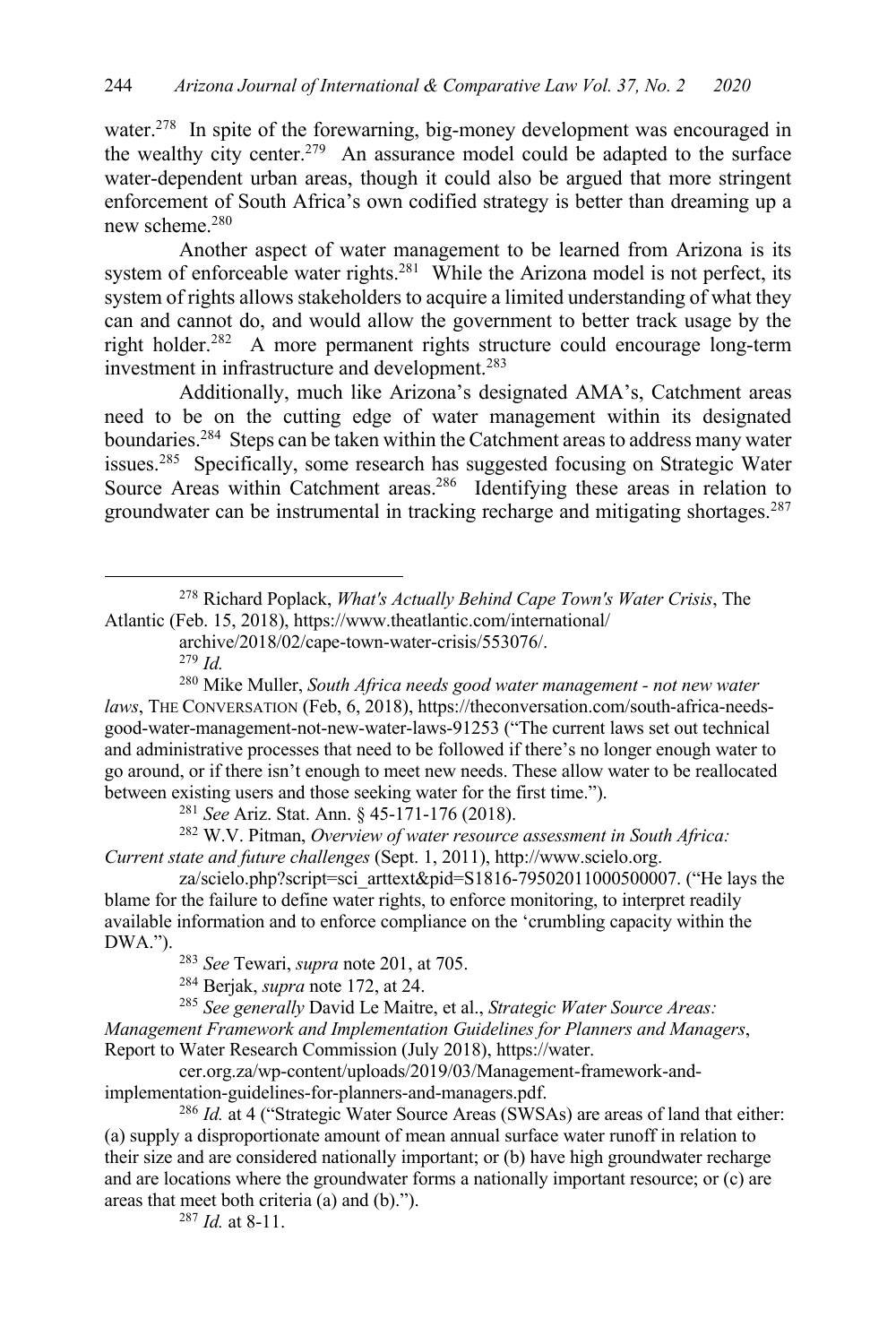water.[278] In spite of the forewarning, big-money development was encouraged in the wealthy city center.[279] An assurance model could be adapted to the surface water-dependent urban areas, though it could also be argued that more stringent enforcement of South Africa's own codified strategy is better than dreaming up a new scheme.[280]

Another aspect of water management to be learned from Arizona is its system of enforceable water rights.[281] While the Arizona model is not perfect, its system of rights allows stakeholders to acquire a limited understanding of what they can and cannot do, and would allow the government to better track usage by the right holder.[282] A more permanent rights structure could encourage long-term investment in infrastructure and development.[283]

Additionally, much like Arizona's designated AMA's, Catchment areas need to be on the cutting edge of water management within its designated boundaries.[284] Steps can be taken within the Catchment areas to address many water issues.[285] Specifically, some research has suggested focusing on Strategic Water Source Areas within Catchment areas.[286] Identifying these areas in relation to groundwater can be instrumental in tracking recharge and mitigating shortages.[287]

---

[278] Richard Poplack, *What's Actually Behind Cape Town's Water Crisis*, The Atlantic (Feb. 15, 2018), https://www.theatlantic.com/international/archive/2018/02/cape-town-water-crisis/553076/.

[279] *Id.*

[280] Mike Muller, *South Africa needs good water management - not new water laws*, THE CONVERSATION (Feb, 6, 2018), https://theconversation.com/south-africa-needs-good-water-management-not-new-water-laws-91253 ("The current laws set out technical and administrative processes that need to be followed if there's no longer enough water to go around, or if there isn't enough to meet new needs. These allow water to be reallocated between existing users and those seeking water for the first time.").

[281] *See* Ariz. Stat. Ann. § 45-171-176 (2018).

[282] W.V. Pitman, *Overview of water resource assessment in South Africa: Current state and future challenges* (Sept. 1, 2011), http://www.scielo.org.za/scielo.php?script=sci_arttext&pid=S1816-79502011000500007. ("He lays the blame for the failure to define water rights, to enforce monitoring, to interpret readily available information and to enforce compliance on the 'crumbling capacity within the DWA.").

[283] *See* Tewari, *supra* note 201, at 705.

[284] Berjak, *supra* note 172, at 24.

[285] *See generally* David Le Maitre, et al., *Strategic Water Source Areas: Management Framework and Implementation Guidelines for Planners and Managers*, Report to Water Research Commission (July 2018), https://water.cer.org.za/wp-content/uploads/2019/03/Management-framework-and-implementation-guidelines-for-planners-and-managers.pdf.

[286] *Id.* at 4 ("Strategic Water Source Areas (SWSAs) are areas of land that either: (a) supply a disproportionate amount of mean annual surface water runoff in relation to their size and are considered nationally important; or (b) have high groundwater recharge and are locations where the groundwater forms a nationally important resource; or (c) are areas that meet both criteria (a) and (b).").

[287] *Id.* at 8-11.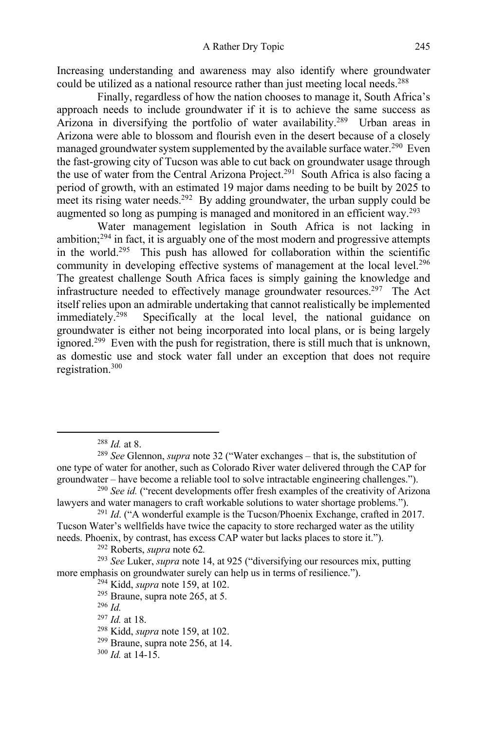Increasing understanding and awareness may also identify where groundwater could be utilized as a national resource rather than just meeting local needs.[288]

Finally, regardless of how the nation chooses to manage it, South Africa's approach needs to include groundwater if it is to achieve the same success as Arizona in diversifying the portfolio of water availability.[289] Urban areas in Arizona were able to blossom and flourish even in the desert because of a closely managed groundwater system supplemented by the available surface water.[290] Even the fast-growing city of Tucson was able to cut back on groundwater usage through the use of water from the Central Arizona Project.[291] South Africa is also facing a period of growth, with an estimated 19 major dams needing to be built by 2025 to meet its rising water needs.[292] By adding groundwater, the urban supply could be augmented so long as pumping is managed and monitored in an efficient way.[293]

Water management legislation in South Africa is not lacking in ambition;[294] in fact, it is arguably one of the most modern and progressive attempts in the world.[295] This push has allowed for collaboration within the scientific community in developing effective systems of management at the local level.[296] The greatest challenge South Africa faces is simply gaining the knowledge and infrastructure needed to effectively manage groundwater resources.[297] The Act itself relies upon an admirable undertaking that cannot realistically be implemented immediately.[298] Specifically at the local level, the national guidance on groundwater is either not being incorporated into local plans, or is being largely ignored.[299] Even with the push for registration, there is still much that is unknown, as domestic use and stock water fall under an exception that does not require registration.[300]

---

[288] *Id.* at 8.

[289] *See* Glennon, *supra* note 32 ("Water exchanges – that is, the substitution of one type of water for another, such as Colorado River water delivered through the CAP for groundwater – have become a reliable tool to solve intractable engineering challenges.").

[290] *See id.* ("recent developments offer fresh examples of the creativity of Arizona lawyers and water managers to craft workable solutions to water shortage problems.").

[291] *Id*. ("A wonderful example is the Tucson/Phoenix Exchange, crafted in 2017. Tucson Water's wellfields have twice the capacity to store recharged water as the utility needs. Phoenix, by contrast, has excess CAP water but lacks places to store it.").

[292] Roberts, *supra* note 62*.*

[293] *See* Luker, *supra* note 14, at 925 ("diversifying our resources mix, putting more emphasis on groundwater surely can help us in terms of resilience.").

[294] Kidd, *supra* note 159, at 102.

[295] Braune, supra note 265, at 5.

[296] *Id.*

[297] *Id.* at 18.

[298] Kidd, *supra* note 159, at 102.

[299] Braune, supra note 256, at 14.

[300] *Id.* at 14-15.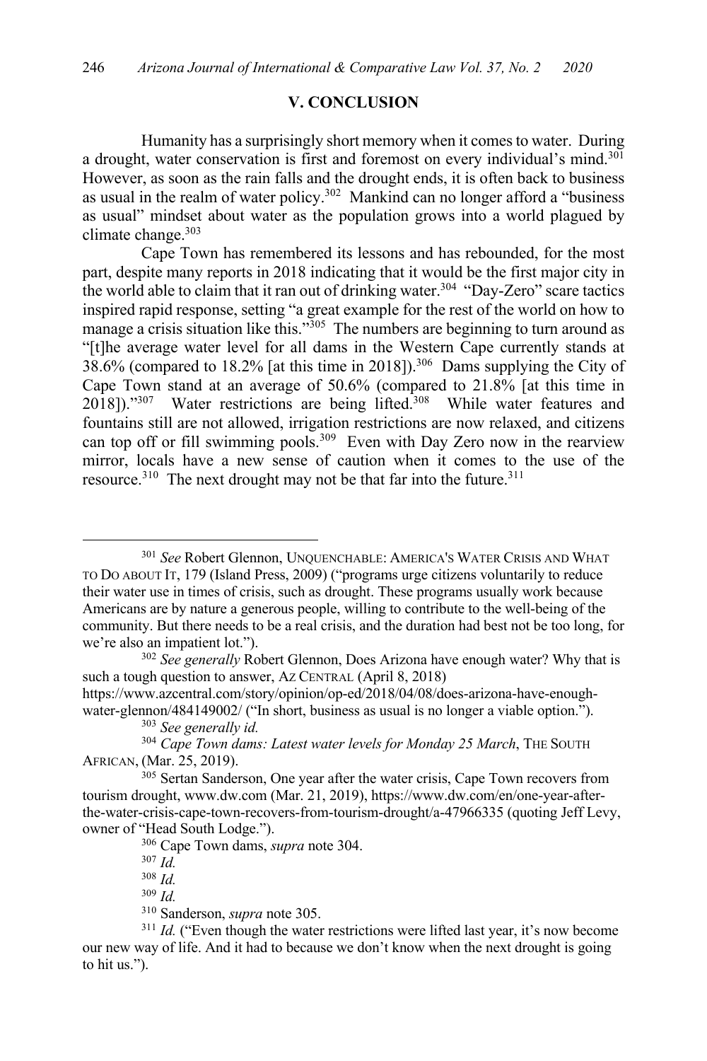## V. CONCLUSION

Humanity has a surprisingly short memory when it comes to water. During a drought, water conservation is first and foremost on every individual's mind.[301] However, as soon as the rain falls and the drought ends, it is often back to business as usual in the realm of water policy.[302] Mankind can no longer afford a "business as usual" mindset about water as the population grows into a world plagued by climate change.[303]

Cape Town has remembered its lessons and has rebounded, for the most part, despite many reports in 2018 indicating that it would be the first major city in the world able to claim that it ran out of drinking water.[304] "Day-Zero" scare tactics inspired rapid response, setting "a great example for the rest of the world on how to manage a crisis situation like this."[305] The numbers are beginning to turn around as "[t]he average water level for all dams in the Western Cape currently stands at 38.6% (compared to 18.2% [at this time in 2018]).[306] Dams supplying the City of Cape Town stand at an average of 50.6% (compared to 21.8% [at this time in 2018])."[307] Water restrictions are being lifted.[308] While water features and fountains still are not allowed, irrigation restrictions are now relaxed, and citizens can top off or fill swimming pools.[309] Even with Day Zero now in the rearview mirror, locals have a new sense of caution when it comes to the use of the resource.[310] The next drought may not be that far into the future.[311]

---

[301] *See* Robert Glennon, UNQUENCHABLE: AMERICA'S WATER CRISIS AND WHAT TO DO ABOUT IT, 179 (Island Press, 2009) ("programs urge citizens voluntarily to reduce their water use in times of crisis, such as drought. These programs usually work because Americans are by nature a generous people, willing to contribute to the well-being of the community. But there needs to be a real crisis, and the duration had best not be too long, for we're also an impatient lot.").

[302] *See generally* Robert Glennon, Does Arizona have enough water? Why that is such a tough question to answer, AZ CENTRAL (April 8, 2018) https://www.azcentral.com/story/opinion/op-ed/2018/04/08/does-arizona-have-enough-water-glennon/484149002/ ("In short, business as usual is no longer a viable option.").

[303] *See generally id.*

[304] *Cape Town dams: Latest water levels for Monday 25 March*, THE SOUTH AFRICAN, (Mar. 25, 2019).

[305] Sertan Sanderson, One year after the water crisis, Cape Town recovers from tourism drought, www.dw.com (Mar. 21, 2019), https://www.dw.com/en/one-year-after-the-water-crisis-cape-town-recovers-from-tourism-drought/a-47966335 (quoting Jeff Levy, owner of "Head South Lodge.").

[306] Cape Town dams, *supra* note 304.

[307] *Id.*

[308] *Id.*

[309] *Id.*

[310] Sanderson, *supra* note 305.

[311] *Id.* ("Even though the water restrictions were lifted last year, it's now become our new way of life. And it had to because we don't know when the next drought is going to hit us.").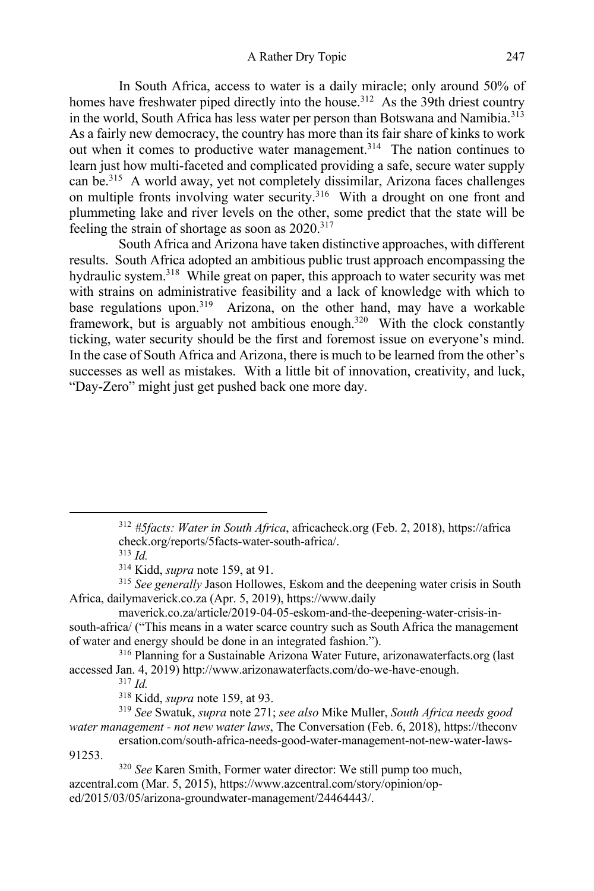In South Africa, access to water is a daily miracle; only around 50% of homes have freshwater piped directly into the house.[312] As the 39th driest country in the world, South Africa has less water per person than Botswana and Namibia.[313] As a fairly new democracy, the country has more than its fair share of kinks to work out when it comes to productive water management.[314] The nation continues to learn just how multi-faceted and complicated providing a safe, secure water supply can be.[315] A world away, yet not completely dissimilar, Arizona faces challenges on multiple fronts involving water security.[316] With a drought on one front and plummeting lake and river levels on the other, some predict that the state will be feeling the strain of shortage as soon as 2020.[317]

South Africa and Arizona have taken distinctive approaches, with different results. South Africa adopted an ambitious public trust approach encompassing the hydraulic system.[318] While great on paper, this approach to water security was met with strains on administrative feasibility and a lack of knowledge with which to base regulations upon.[319] Arizona, on the other hand, may have a workable framework, but is arguably not ambitious enough.[320] With the clock constantly ticking, water security should be the first and foremost issue on everyone's mind. In the case of South Africa and Arizona, there is much to be learned from the other's successes as well as mistakes. With a little bit of innovation, creativity, and luck, "Day-Zero" might just get pushed back one more day.

---

[312] *#5facts: Water in South Africa*, africacheck.org (Feb. 2, 2018), https://africacheck.org/reports/5facts-water-south-africa/.

[313] *Id.*

[314] Kidd, *supra* note 159, at 91.

[315] *See generally* Jason Hollowes, Eskom and the deepening water crisis in South Africa, dailymaverick.co.za (Apr. 5, 2019), https://www.dailymaverick.co.za/article/2019-04-05-eskom-and-the-deepening-water-crisis-in-south-africa/ ("This means in a water scarce country such as South Africa the management of water and energy should be done in an integrated fashion.").

[316] Planning for a Sustainable Arizona Water Future, arizonawaterfacts.org (last accessed Jan. 4, 2019) http://www.arizonawaterfacts.com/do-we-have-enough.

[317] *Id.*

[318] Kidd, *supra* note 159, at 93.

[319] *See* Swatuk, *supra* note 271; *see also* Mike Muller, *South Africa needs good water management - not new water laws*, The Conversation (Feb. 6, 2018), https://theconversation.com/south-africa-needs-good-water-management-not-new-water-laws-91253.

[320] *See* Karen Smith, Former water director: We still pump too much, azcentral.com (Mar. 5, 2015), https://www.azcentral.com/story/opinion/op-ed/2015/03/05/arizona-groundwater-management/24464443/.